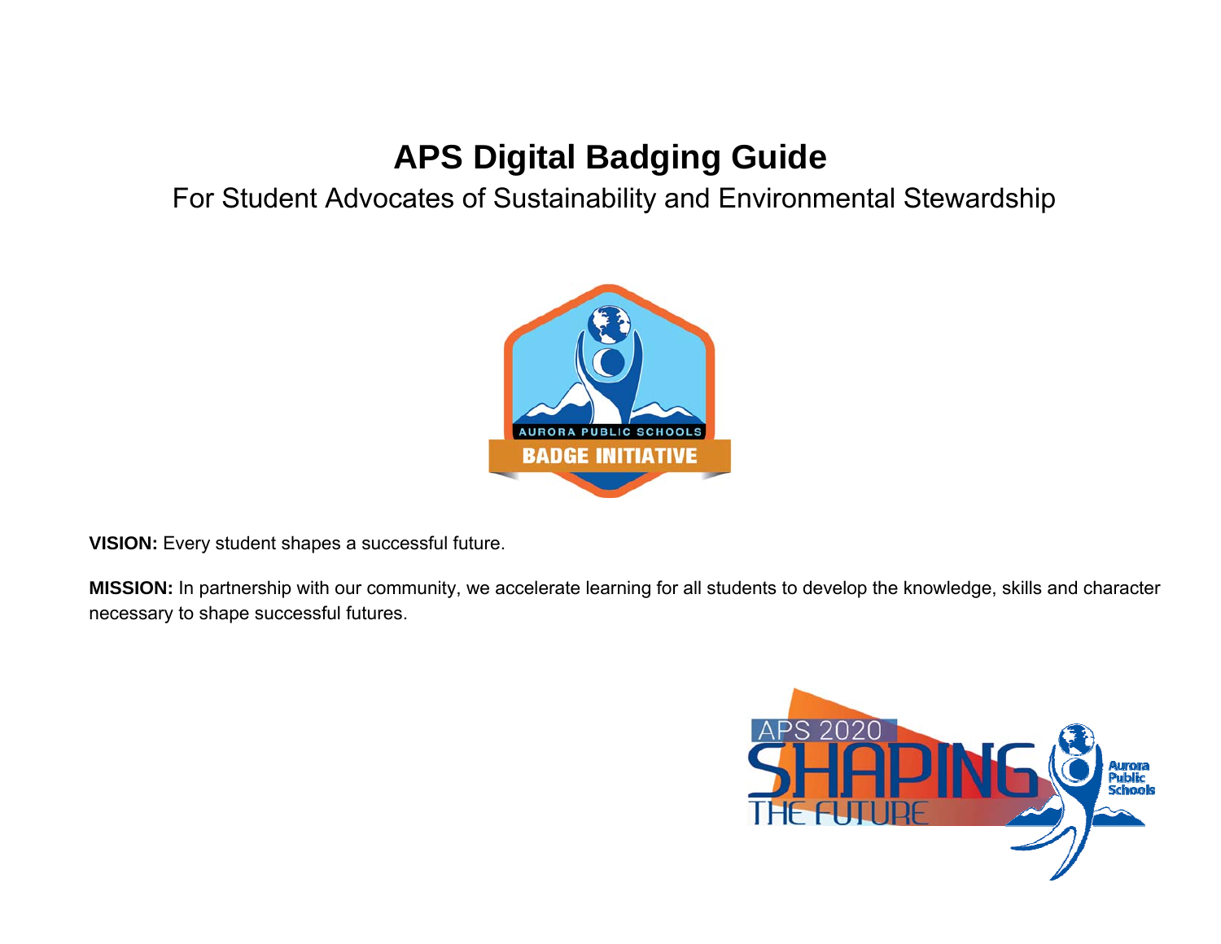# APS Digital Badging Guide

For Student Advocates of Sustainability and Environmental Stewardship

**VISION:** Every student shapes a successful future.

**MISSION:** In partnership with our community, we accelerate learning for all students to develop the knowledge, skills and character necessary to shape successful futures.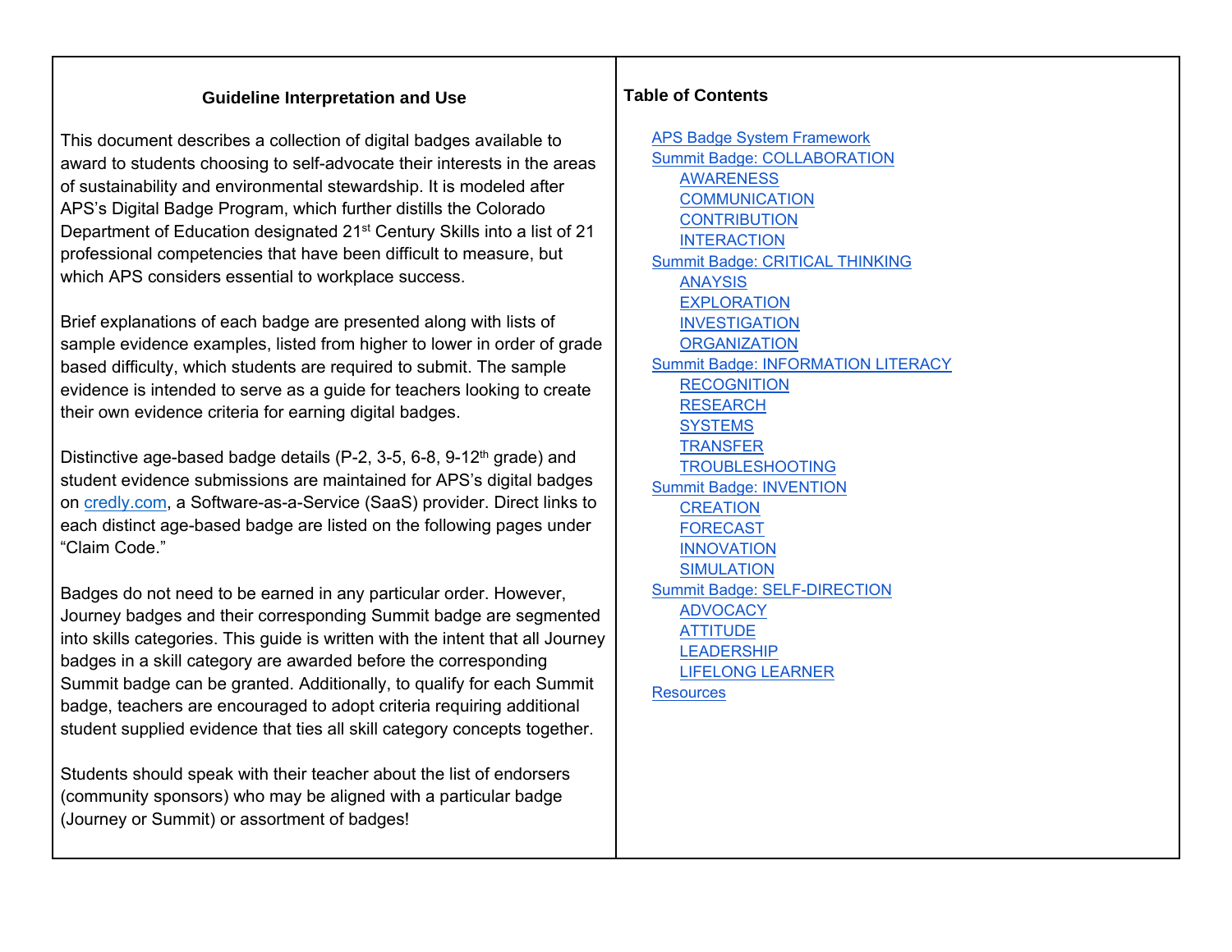## Guideline Interpretation and Use

This document describes a collection of digital badges available to award to students choosing to self-advocate their interests in the areas of sustainability and environmental stewardship. It is modeled after APS's Digital Badge Program, which further distills the Colorado Department of Education designated 21st Century Skills into a list of 21 professional competencies that have been difficult to measure, but which APS considers essential to workplace success.

Brief explanations of each badge are presented along with lists of sample evidence examples, listed from higher to lower in order of grade based difficulty, which students are required to submit. The sample evidence is intended to serve as a guide for teachers looking to create their own evidence criteria for earning digital badges.

Distinctive age-based badge details (P-2, 3-5, 6-8, 9-12th grade) and student evidence submissions are maintained for APS's digital badges on [credly.com](credly.com), a Software-as-a-Service (SaaS) provider. Direct links to each distinct age-based badge are listed on the following pages under "Claim Code."

Badges do not need to be earned in any particular order. However, Journey badges and their corresponding Summit badge are segmented into skills categories. This guide is written with the intent that all Journey badges in a skill category are awarded before the corresponding Summit badge can be granted. Additionally, to qualify for each Summit badge, teachers are encouraged to adopt criteria requiring additional student supplied evidence that ties all skill category concepts together.

Students should speak with their teacher about the list of endorsers (community sponsors) who may be aligned with a particular badge (Journey or Summit) or assortment of badges!

## Table of Contents

- APS Badge System Framework
- Summit Badge: COLLABORATION
  - AWARENESS
  - COMMUNICATION
  - CONTRIBUTION
  - INTERACTION
- Summit Badge: CRITICAL THINKING
  - ANAYSIS
  - EXPLORATION
  - INVESTIGATION
  - ORGANIZATION
- Summit Badge: INFORMATION LITERACY
  - RECOGNITION
  - RESEARCH
  - SYSTEMS
  - TRANSFER
  - TROUBLESHOOTING
- Summit Badge: INVENTION
  - CREATION
  - FORECAST
  - INNOVATION
  - SIMULATION
- Summit Badge: SELF-DIRECTION
  - ADVOCACY
  - ATTITUDE
  - LEADERSHIP
  - LIFELONG LEARNER
- Resources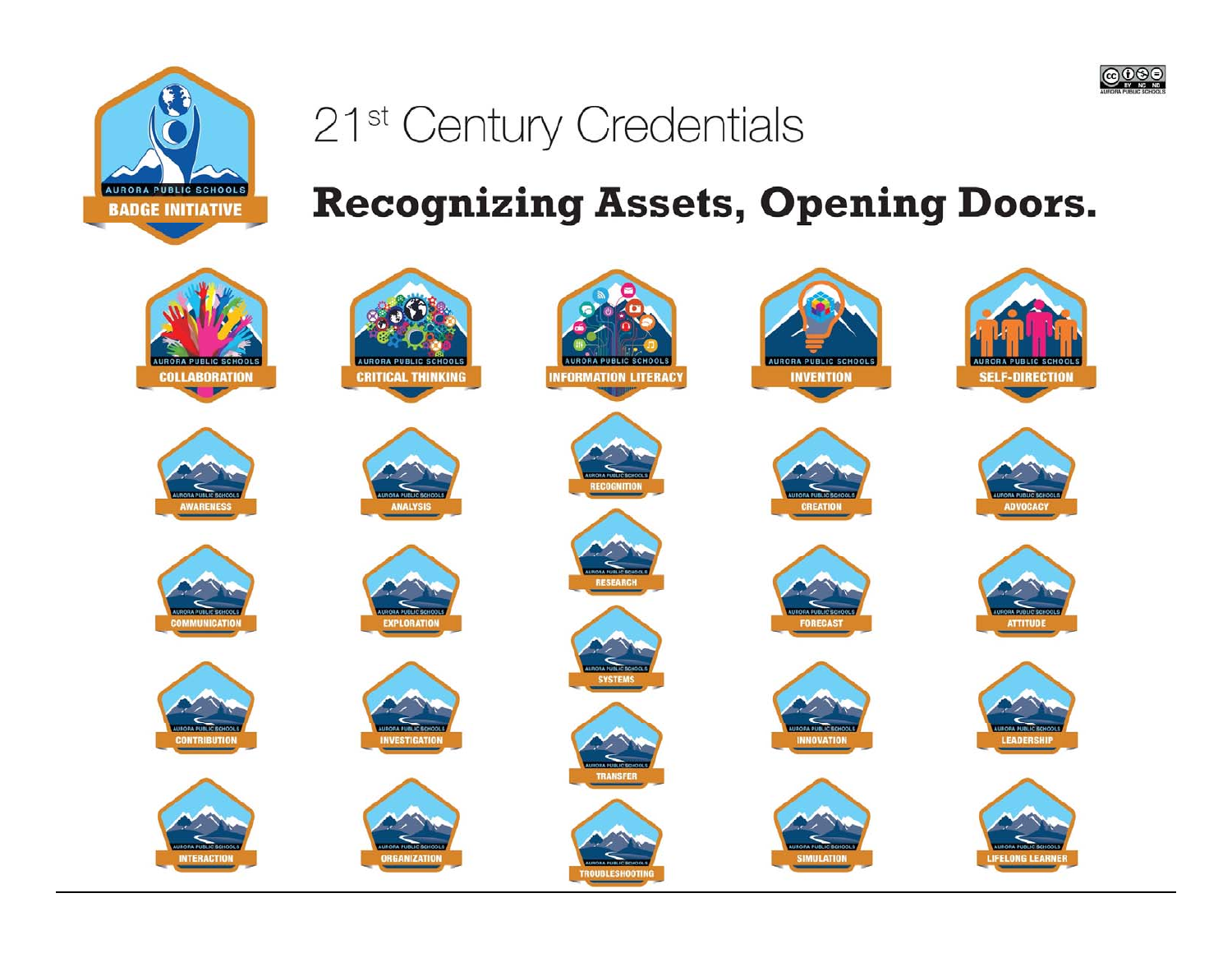AURORA PUBLIC SCHOOLS
BADGE INITIATIVE

# 21st Century Credentials

## Recognizing Assets, Opening Doors.

| COLLABORATION | CRITICAL THINKING | INFORMATION LITERACY | INVENTION | SELF-DIRECTION |
|---|---|---|---|---|
| AWARENESS | ANALYSIS | RECOGNITION | CREATION | ADVOCACY |
| COMMUNICATION | EXPLORATION | RESEARCH | FORECAST | ATTITUDE |
| CONTRIBUTION | INVESTIGATION | SYSTEMS | INNOVATION | LEADERSHIP |
| INTERACTION | ORGANIZATION | TRANSFER | SIMULATION | LIFELONG LEARNER |
| | | TROUBLESHOOTING | | |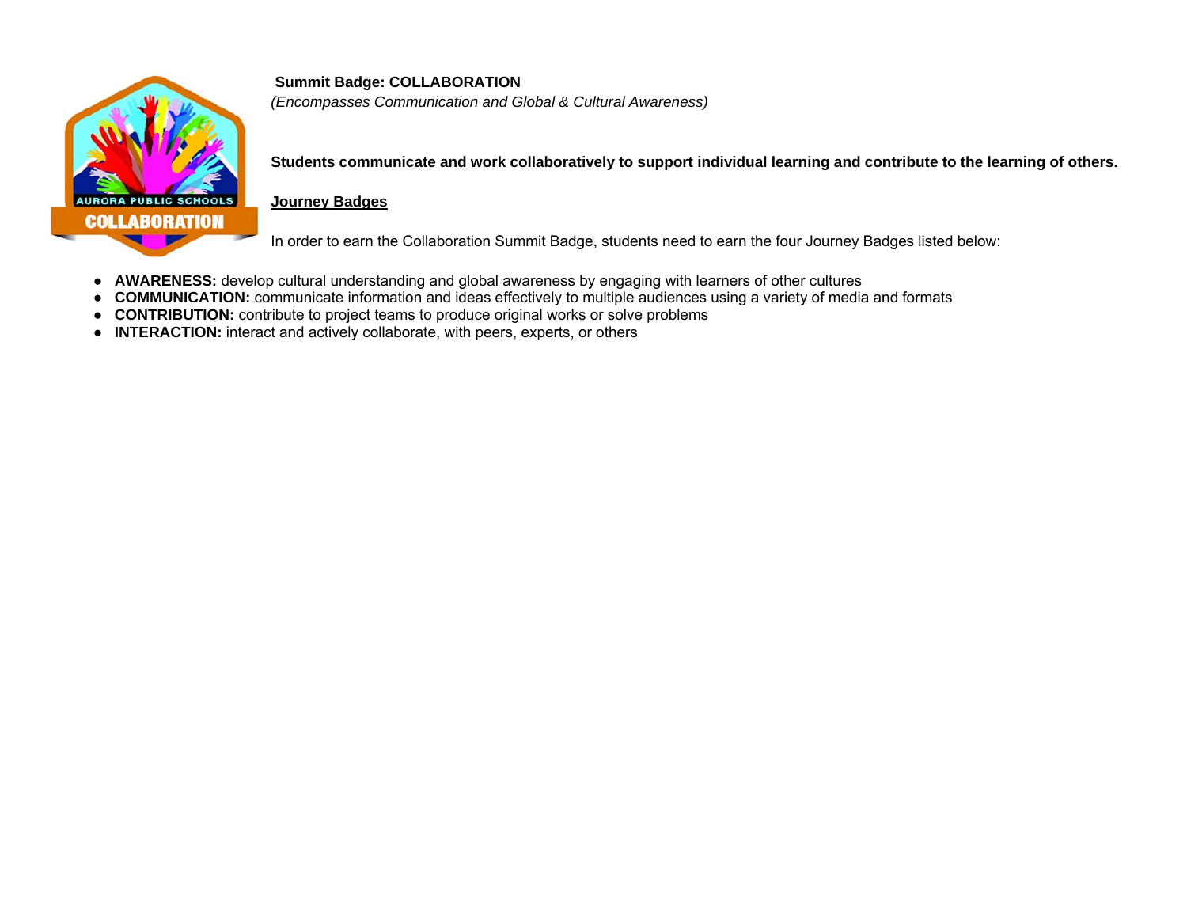**Summit Badge: COLLABORATION**

*(Encompasses Communication and Global & Cultural Awareness)*

**Students communicate and work collaboratively to support individual learning and contribute to the learning of others.**

**Journey Badges**

In order to earn the Collaboration Summit Badge, students need to earn the four Journey Badges listed below:

- **AWARENESS:** develop cultural understanding and global awareness by engaging with learners of other cultures
- **COMMUNICATION:** communicate information and ideas effectively to multiple audiences using a variety of media and formats
- **CONTRIBUTION:** contribute to project teams to produce original works or solve problems
- **INTERACTION:** interact and actively collaborate, with peers, experts, or others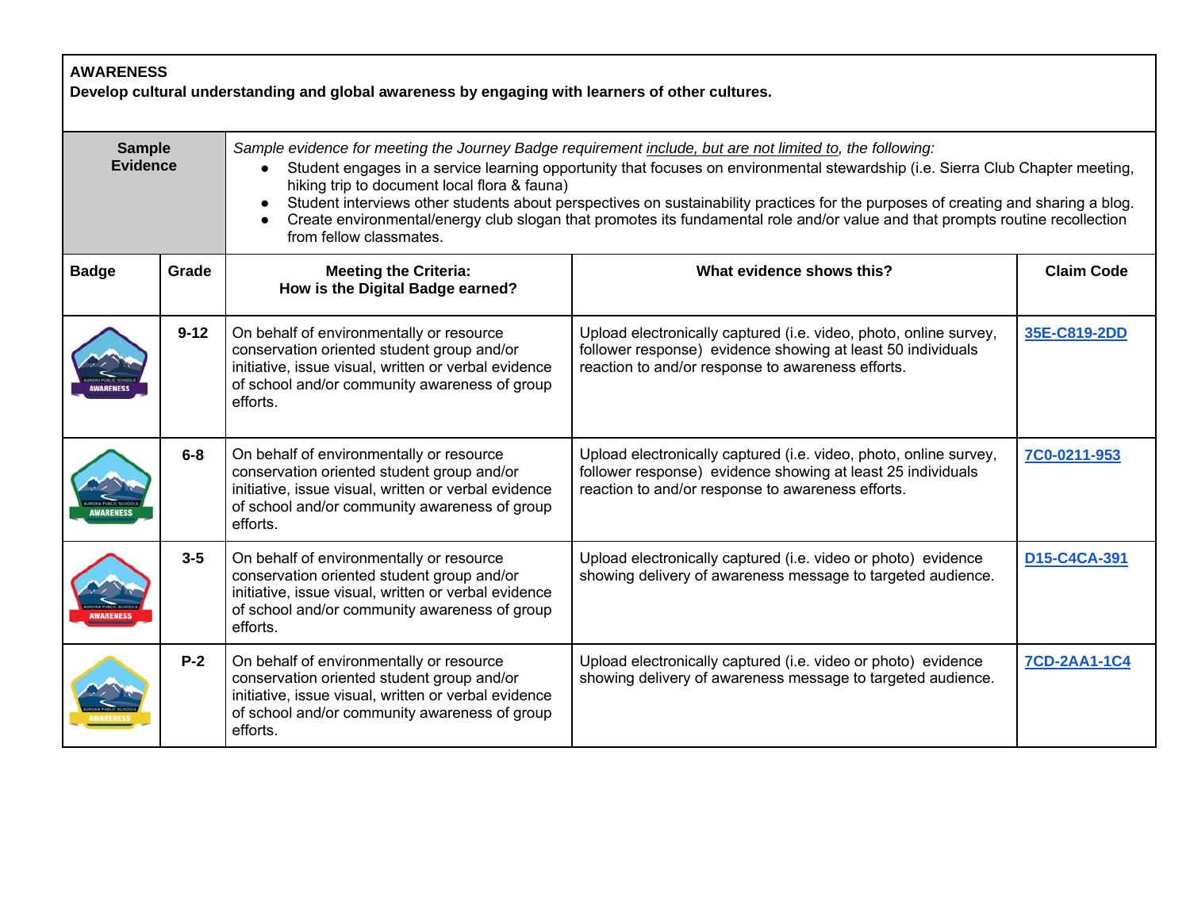**AWARENESS**
**Develop cultural understanding and global awareness by engaging with learners of other cultures.**

| **Sample Evidence** | *Sample evidence for meeting the Journey Badge requirement include, but are not limited to, the following:*<br>• Student engages in a service learning opportunity that focuses on environmental stewardship (i.e. Sierra Club Chapter meeting, hiking trip to document local flora & fauna)<br>• Student interviews other students about perspectives on sustainability practices for the purposes of creating and sharing a blog.<br>• Create environmental/energy club slogan that promotes its fundamental role and/or value and that prompts routine recollection from fellow classmates. | | | |
|---|---|---|---|---|
| **Badge** | **Grade** | **Meeting the Criteria: How is the Digital Badge earned?** | **What evidence shows this?** | **Claim Code** |
| | **9-12** | On behalf of environmentally or resource conservation oriented student group and/or initiative, issue visual, written or verbal evidence of school and/or community awareness of group efforts. | Upload electronically captured (i.e. video, photo, online survey, follower response) evidence showing at least 50 individuals reaction to and/or response to awareness efforts. | 35E-C819-2DD |
| | **6-8** | On behalf of environmentally or resource conservation oriented student group and/or initiative, issue visual, written or verbal evidence of school and/or community awareness of group efforts. | Upload electronically captured (i.e. video, photo, online survey, follower response) evidence showing at least 25 individuals reaction to and/or response to awareness efforts. | 7C0-0211-953 |
| | **3-5** | On behalf of environmentally or resource conservation oriented student group and/or initiative, issue visual, written or verbal evidence of school and/or community awareness of group efforts. | Upload electronically captured (i.e. video or photo) evidence showing delivery of awareness message to targeted audience. | D15-C4CA-391 |
| | **P-2** | On behalf of environmentally or resource conservation oriented student group and/or initiative, issue visual, written or verbal evidence of school and/or community awareness of group efforts. | Upload electronically captured (i.e. video or photo) evidence showing delivery of awareness message to targeted audience. | 7CD-2AA1-1C4 |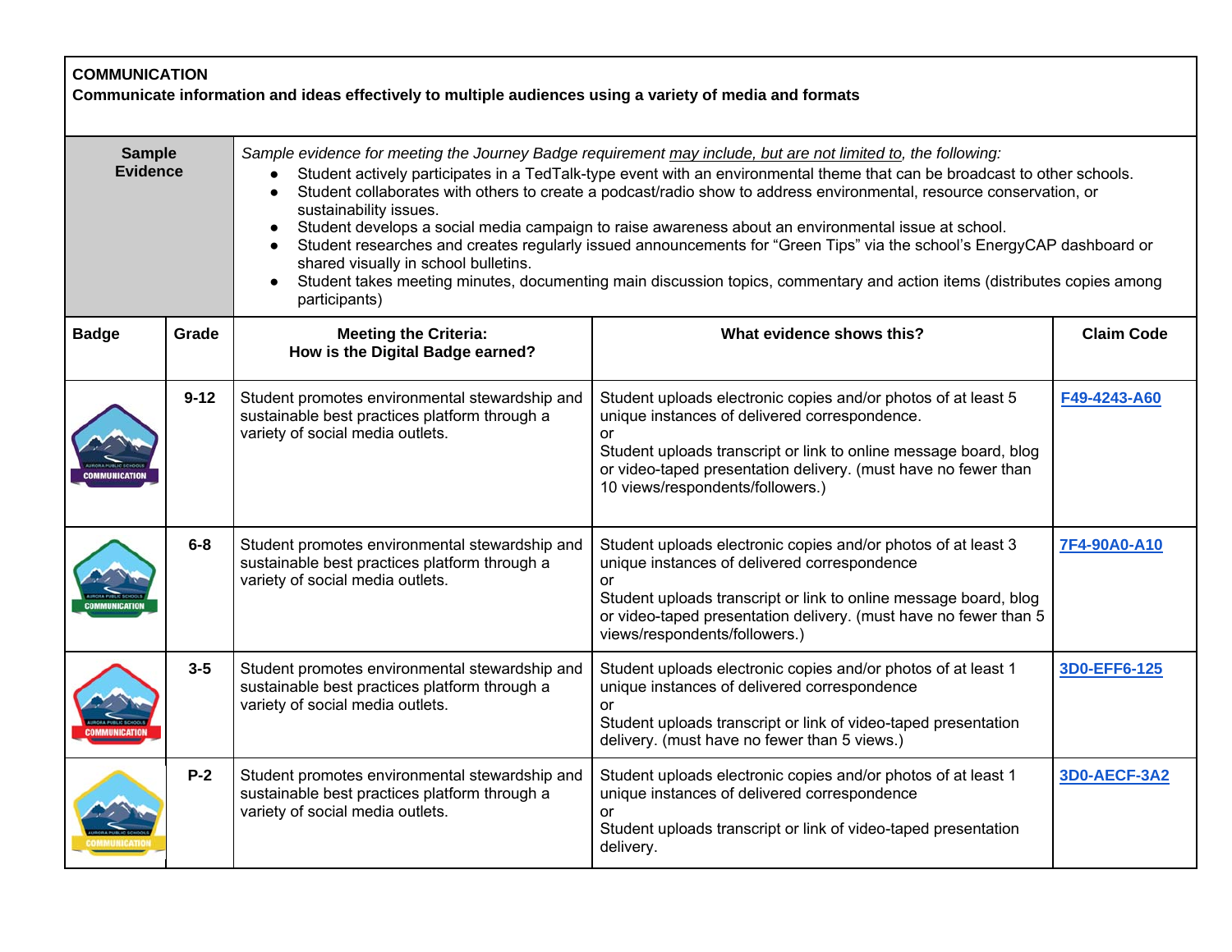**COMMUNICATION**
**Communicate information and ideas effectively to multiple audiences using a variety of media and formats**

**Sample Evidence**

*Sample evidence for meeting the Journey Badge requirement may include, but are not limited to, the following:*

- Student actively participates in a TedTalk-type event with an environmental theme that can be broadcast to other schools.
- Student collaborates with others to create a podcast/radio show to address environmental, resource conservation, or sustainability issues.
- Student develops a social media campaign to raise awareness about an environmental issue at school.
- Student researches and creates regularly issued announcements for "Green Tips" via the school's EnergyCAP dashboard or shared visually in school bulletins.
- Student takes meeting minutes, documenting main discussion topics, commentary and action items (distributes copies among participants)

| Badge | Grade | Meeting the Criteria: How is the Digital Badge earned? | What evidence shows this? | Claim Code |
|---|---|---|---|---|
| | 9-12 | Student promotes environmental stewardship and sustainable best practices platform through a variety of social media outlets. | Student uploads electronic copies and/or photos of at least 5 unique instances of delivered correspondence. or Student uploads transcript or link to online message board, blog or video-taped presentation delivery. (must have no fewer than 10 views/respondents/followers.) | F49-4243-A60 |
| | 6-8 | Student promotes environmental stewardship and sustainable best practices platform through a variety of social media outlets. | Student uploads electronic copies and/or photos of at least 3 unique instances of delivered correspondence or Student uploads transcript or link to online message board, blog or video-taped presentation delivery. (must have no fewer than 5 views/respondents/followers.) | 7F4-90A0-A10 |
| | 3-5 | Student promotes environmental stewardship and sustainable best practices platform through a variety of social media outlets. | Student uploads electronic copies and/or photos of at least 1 unique instances of delivered correspondence or Student uploads transcript or link of video-taped presentation delivery. (must have no fewer than 5 views.) | 3D0-EFF6-125 |
| | P-2 | Student promotes environmental stewardship and sustainable best practices platform through a variety of social media outlets. | Student uploads electronic copies and/or photos of at least 1 unique instances of delivered correspondence or Student uploads transcript or link of video-taped presentation delivery. | 3D0-AECF-3A2 |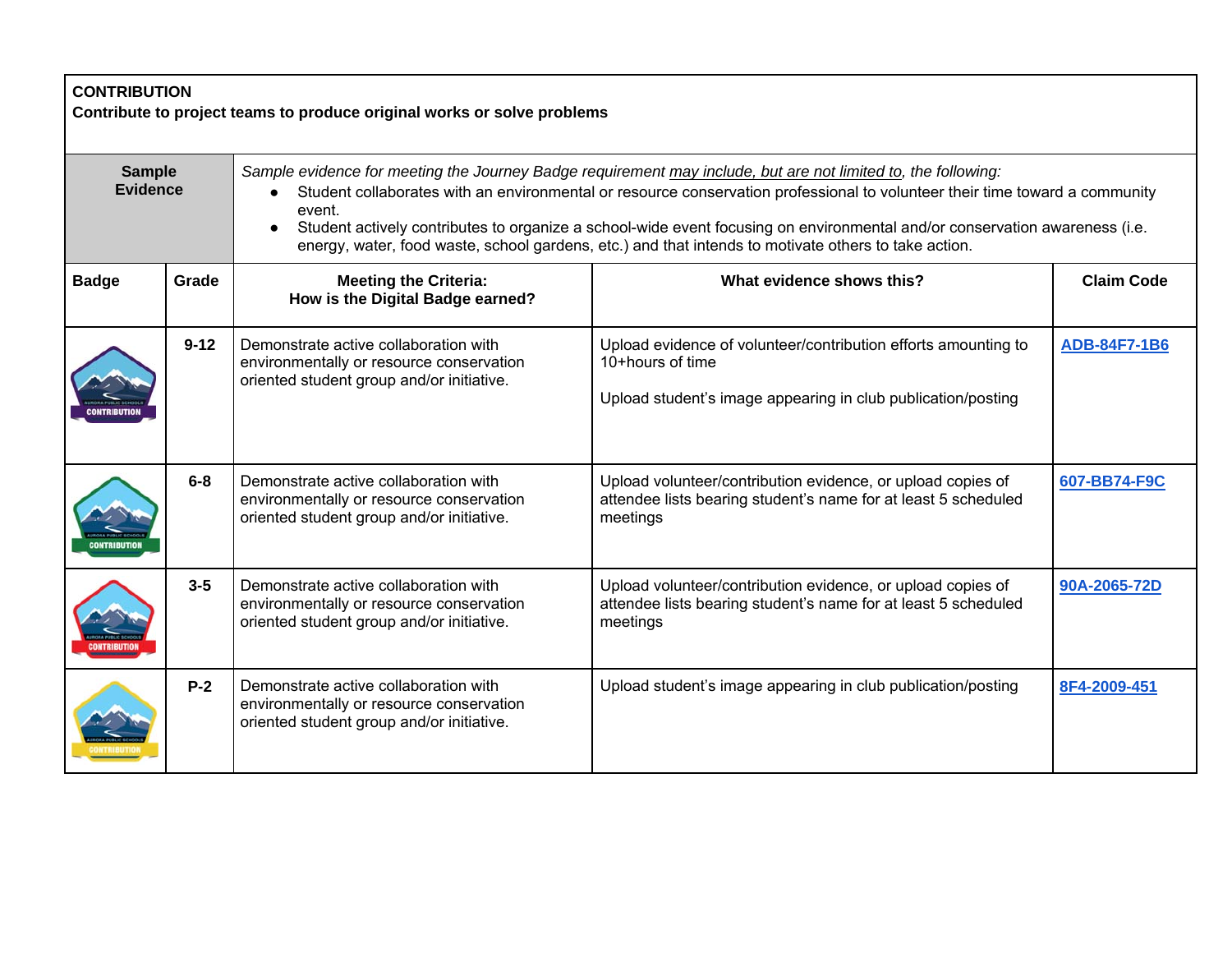**CONTRIBUTION**
**Contribute to project teams to produce original works or solve problems**

**Sample Evidence**

*Sample evidence for meeting the Journey Badge requirement may include, but are not limited to, the following:*

- Student collaborates with an environmental or resource conservation professional to volunteer their time toward a community event.
- Student actively contributes to organize a school-wide event focusing on environmental and/or conservation awareness (i.e. energy, water, food waste, school gardens, etc.) and that intends to motivate others to take action.

| Badge | Grade | Meeting the Criteria: How is the Digital Badge earned? | What evidence shows this? | Claim Code |
|---|---|---|---|---|
| | 9-12 | Demonstrate active collaboration with environmentally or resource conservation oriented student group and/or initiative. | Upload evidence of volunteer/contribution efforts amounting to 10+hours of time<br><br>Upload student's image appearing in club publication/posting | ADB-84F7-1B6 |
| | 6-8 | Demonstrate active collaboration with environmentally or resource conservation oriented student group and/or initiative. | Upload volunteer/contribution evidence, or upload copies of attendee lists bearing student's name for at least 5 scheduled meetings | 607-BB74-F9C |
| | 3-5 | Demonstrate active collaboration with environmentally or resource conservation oriented student group and/or initiative. | Upload volunteer/contribution evidence, or upload copies of attendee lists bearing student's name for at least 5 scheduled meetings | 90A-2065-72D |
| | P-2 | Demonstrate active collaboration with environmentally or resource conservation oriented student group and/or initiative. | Upload student's image appearing in club publication/posting | 8F4-2009-451 |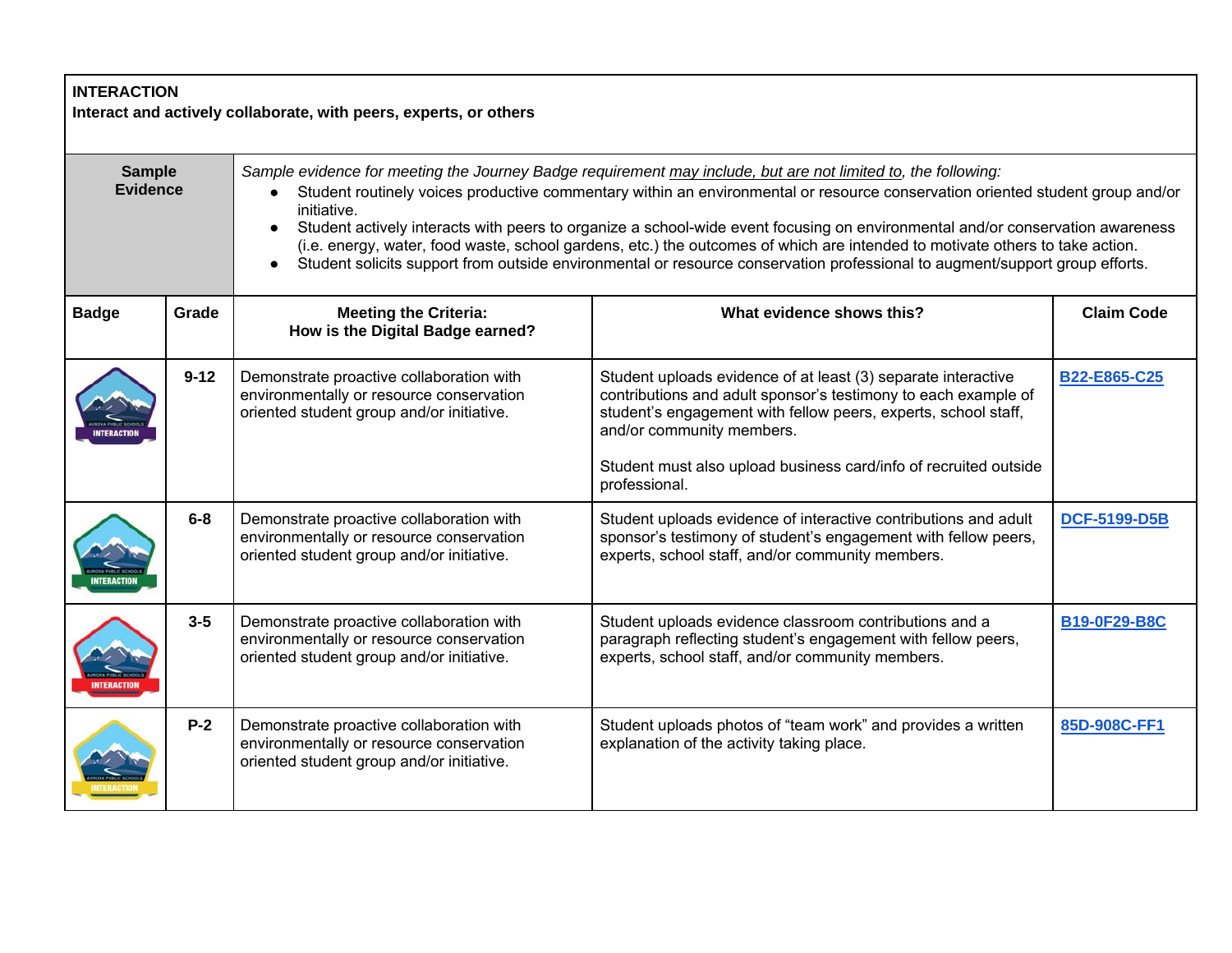**INTERACTION**
**Interact and actively collaborate, with peers, experts, or others**

| **Sample Evidence** | *Sample evidence for meeting the Journey Badge requirement <u>may include, but are not limited to</u>, the following:* <br>• Student routinely voices productive commentary within an environmental or resource conservation oriented student group and/or initiative.<br>• Student actively interacts with peers to organize a school-wide event focusing on environmental and/or conservation awareness (i.e. energy, water, food waste, school gardens, etc.) the outcomes of which are intended to motivate others to take action.<br>• Student solicits support from outside environmental or resource conservation professional to augment/support group efforts. |
|---|---|

| Badge | Grade | Meeting the Criteria: How is the Digital Badge earned? | What evidence shows this? | Claim Code |
|---|---|---|---|---|
| | **9-12** | Demonstrate proactive collaboration with environmentally or resource conservation oriented student group and/or initiative. | Student uploads evidence of at least (3) separate interactive contributions and adult sponsor's testimony to each example of student's engagement with fellow peers, experts, school staff, and/or community members.<br><br>Student must also upload business card/info of recruited outside professional. | B22-E865-C25 |
| | **6-8** | Demonstrate proactive collaboration with environmentally or resource conservation oriented student group and/or initiative. | Student uploads evidence of interactive contributions and adult sponsor's testimony of student's engagement with fellow peers, experts, school staff, and/or community members. | DCF-5199-D5B |
| | **3-5** | Demonstrate proactive collaboration with environmentally or resource conservation oriented student group and/or initiative. | Student uploads evidence classroom contributions and a paragraph reflecting student's engagement with fellow peers, experts, school staff, and/or community members. | B19-0F29-B8C |
| | **P-2** | Demonstrate proactive collaboration with environmentally or resource conservation oriented student group and/or initiative. | Student uploads photos of "team work" and provides a written explanation of the activity taking place. | 85D-908C-FF1 |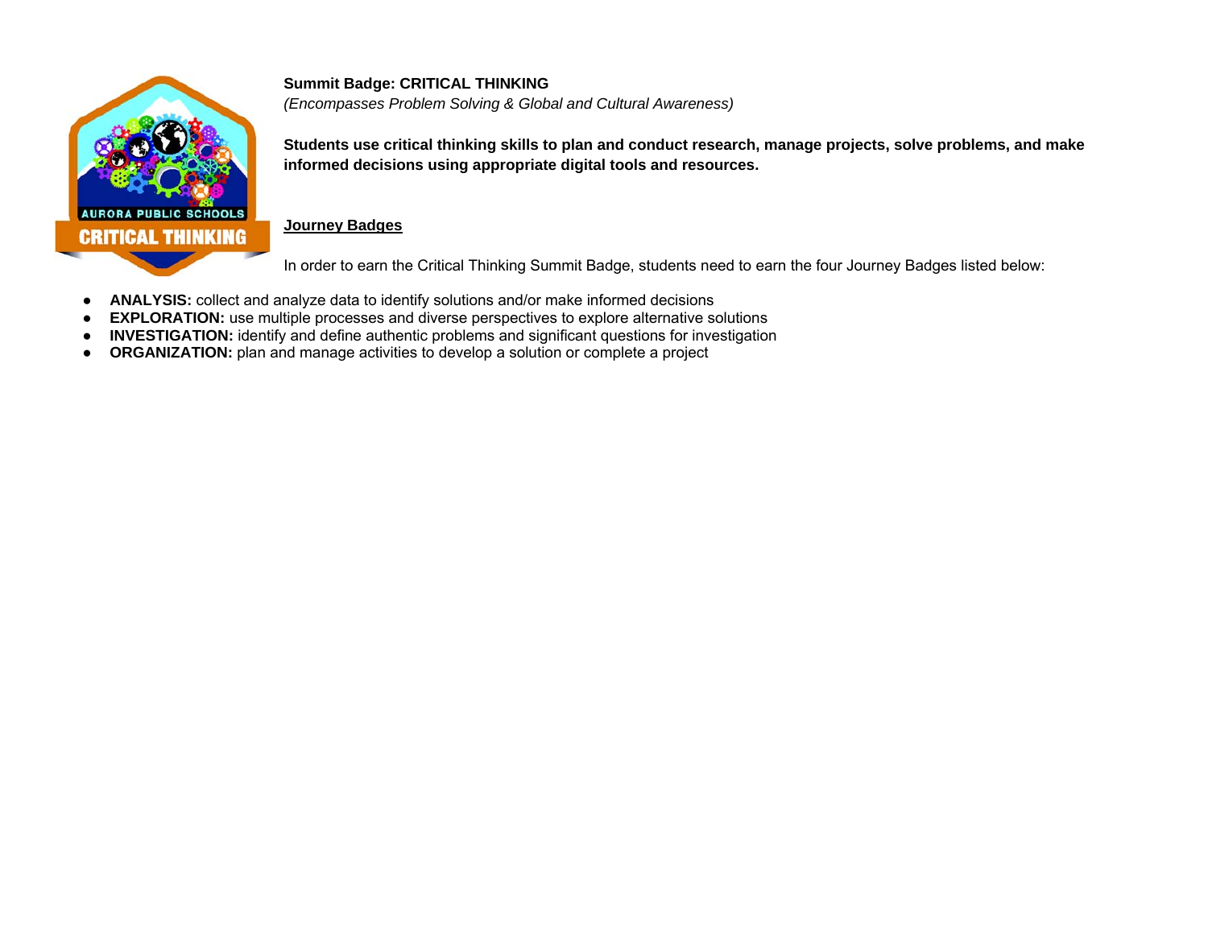**Summit Badge: CRITICAL THINKING**
*(Encompasses Problem Solving & Global and Cultural Awareness)*

**Students use critical thinking skills to plan and conduct research, manage projects, solve problems, and make informed decisions using appropriate digital tools and resources.**

**Journey Badges**

In order to earn the Critical Thinking Summit Badge, students need to earn the four Journey Badges listed below:

- **ANALYSIS:** collect and analyze data to identify solutions and/or make informed decisions
- **EXPLORATION:** use multiple processes and diverse perspectives to explore alternative solutions
- **INVESTIGATION:** identify and define authentic problems and significant questions for investigation
- **ORGANIZATION:** plan and manage activities to develop a solution or complete a project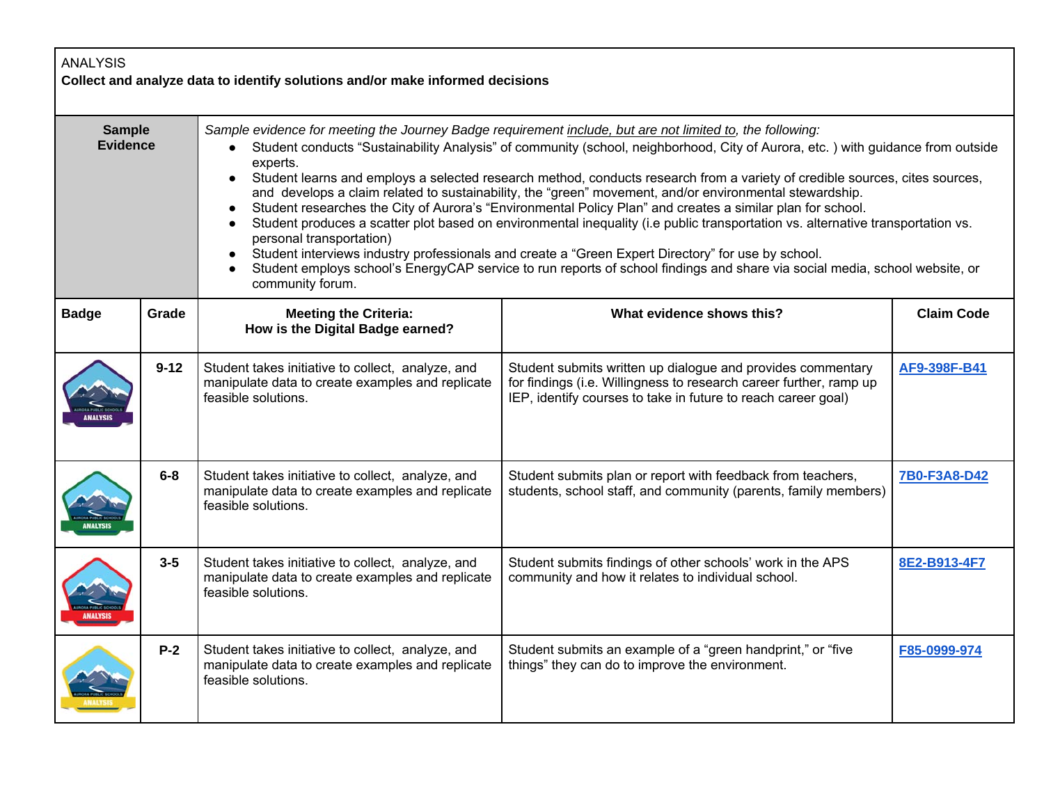ANALYSIS

**Collect and analyze data to identify solutions and/or make informed decisions**

**Sample Evidence**

*Sample evidence for meeting the Journey Badge requirement include, but are not limited to, the following:*

- Student conducts "Sustainability Analysis" of community (school, neighborhood, City of Aurora, etc. ) with guidance from outside experts.
- Student learns and employs a selected research method, conducts research from a variety of credible sources, cites sources, and develops a claim related to sustainability, the "green" movement, and/or environmental stewardship.
- Student researches the City of Aurora's "Environmental Policy Plan" and creates a similar plan for school.
- Student produces a scatter plot based on environmental inequality (i.e public transportation vs. alternative transportation vs. personal transportation)
- Student interviews industry professionals and create a "Green Expert Directory" for use by school.
- Student employs school's EnergyCAP service to run reports of school findings and share via social media, school website, or community forum.

| Badge | Grade | Meeting the Criteria: How is the Digital Badge earned? | What evidence shows this? | Claim Code |
|---|---|---|---|---|
| | 9-12 | Student takes initiative to collect, analyze, and manipulate data to create examples and replicate feasible solutions. | Student submits written up dialogue and provides commentary for findings (i.e. Willingness to research career further, ramp up IEP, identify courses to take in future to reach career goal) | AF9-398F-B41 |
| | 6-8 | Student takes initiative to collect, analyze, and manipulate data to create examples and replicate feasible solutions. | Student submits plan or report with feedback from teachers, students, school staff, and community (parents, family members) | 7B0-F3A8-D42 |
| | 3-5 | Student takes initiative to collect, analyze, and manipulate data to create examples and replicate feasible solutions. | Student submits findings of other schools' work in the APS community and how it relates to individual school. | 8E2-B913-4F7 |
| | P-2 | Student takes initiative to collect, analyze, and manipulate data to create examples and replicate feasible solutions. | Student submits an example of a "green handprint," or "five things" they can do to improve the environment. | F85-0999-974 |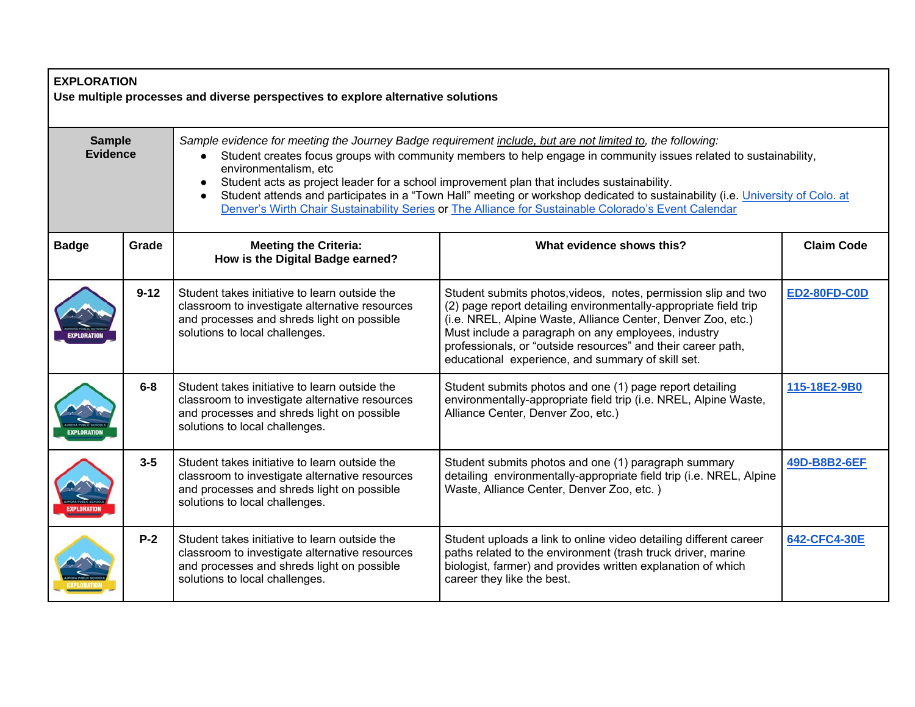**EXPLORATION**
**Use multiple processes and diverse perspectives to explore alternative solutions**

| **Sample Evidence** | *Sample evidence for meeting the Journey Badge requirement include, but are not limited to, the following:*<br>● Student creates focus groups with community members to help engage in community issues related to sustainability, environmentalism, etc<br>● Student acts as project leader for a school improvement plan that includes sustainability.<br>● Student attends and participates in a "Town Hall" meeting or workshop dedicated to sustainability (i.e. University of Colo. at Denver's Wirth Chair Sustainability Series or The Alliance for Sustainable Colorado's Event Calendar |
|---|---|

| Badge | Grade | Meeting the Criteria: How is the Digital Badge earned? | What evidence shows this? | Claim Code |
|---|---|---|---|---|
| | 9-12 | Student takes initiative to learn outside the classroom to investigate alternative resources and processes and shreds light on possible solutions to local challenges. | Student submits photos,videos, notes, permission slip and two (2) page report detailing environmentally-appropriate field trip (i.e. NREL, Alpine Waste, Alliance Center, Denver Zoo, etc.) Must include a paragraph on any employees, industry professionals, or "outside resources" and their career path, educational experience, and summary of skill set. | ED2-80FD-C0D |
| | 6-8 | Student takes initiative to learn outside the classroom to investigate alternative resources and processes and shreds light on possible solutions to local challenges. | Student submits photos and one (1) page report detailing environmentally-appropriate field trip (i.e. NREL, Alpine Waste, Alliance Center, Denver Zoo, etc.) | 115-18E2-9B0 |
| | 3-5 | Student takes initiative to learn outside the classroom to investigate alternative resources and processes and shreds light on possible solutions to local challenges. | Student submits photos and one (1) paragraph summary detailing environmentally-appropriate field trip (i.e. NREL, Alpine Waste, Alliance Center, Denver Zoo, etc. ) | 49D-B8B2-6EF |
| | P-2 | Student takes initiative to learn outside the classroom to investigate alternative resources and processes and shreds light on possible solutions to local challenges. | Student uploads a link to online video detailing different career paths related to the environment (trash truck driver, marine biologist, farmer) and provides written explanation of which career they like the best. | 642-CFC4-30E |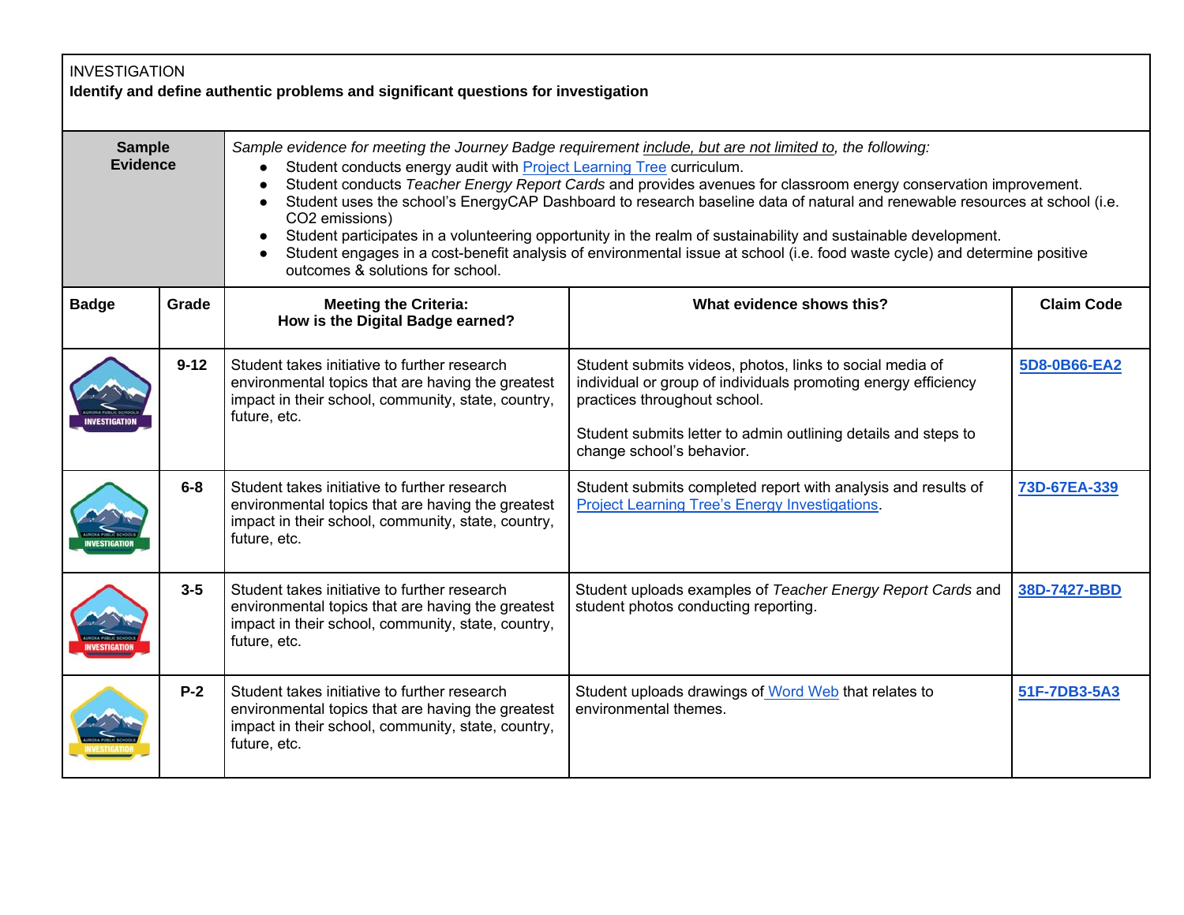INVESTIGATION
**Identify and define authentic problems and significant questions for investigation**

**Sample Evidence**

*Sample evidence for meeting the Journey Badge requirement include, but are not limited to, the following:*

- Student conducts energy audit with Project Learning Tree curriculum.
- Student conducts *Teacher Energy Report Cards* and provides avenues for classroom energy conservation improvement.
- Student uses the school's EnergyCAP Dashboard to research baseline data of natural and renewable resources at school (i.e. $CO_2$ emissions)
- Student participates in a volunteering opportunity in the realm of sustainability and sustainable development.
- Student engages in a cost-benefit analysis of environmental issue at school (i.e. food waste cycle) and determine positive outcomes & solutions for school.

| Badge | Grade | Meeting the Criteria: How is the Digital Badge earned? | What evidence shows this? | Claim Code |
|---|---|---|---|---|
| AURORA PUBLIC SCHOOLS INVESTIGATION | 9-12 | Student takes initiative to further research environmental topics that are having the greatest impact in their school, community, state, country, future, etc. | Student submits videos, photos, links to social media of individual or group of individuals promoting energy efficiency practices throughout school.<br><br>Student submits letter to admin outlining details and steps to change school's behavior. | 5D8-0B66-EA2 |
| AURORA PUBLIC SCHOOLS INVESTIGATION | 6-8 | Student takes initiative to further research environmental topics that are having the greatest impact in their school, community, state, country, future, etc. | Student submits completed report with analysis and results of Project Learning Tree's Energy Investigations. | 73D-67EA-339 |
| AURORA PUBLIC SCHOOLS INVESTIGATION | 3-5 | Student takes initiative to further research environmental topics that are having the greatest impact in their school, community, state, country, future, etc. | Student uploads examples of *Teacher Energy Report Cards* and student photos conducting reporting. | 38D-7427-BBD |
| AURORA PUBLIC SCHOOLS INVESTIGATION | P-2 | Student takes initiative to further research environmental topics that are having the greatest impact in their school, community, state, country, future, etc. | Student uploads drawings of Word Web that relates to environmental themes. | 51F-7DB3-5A3 |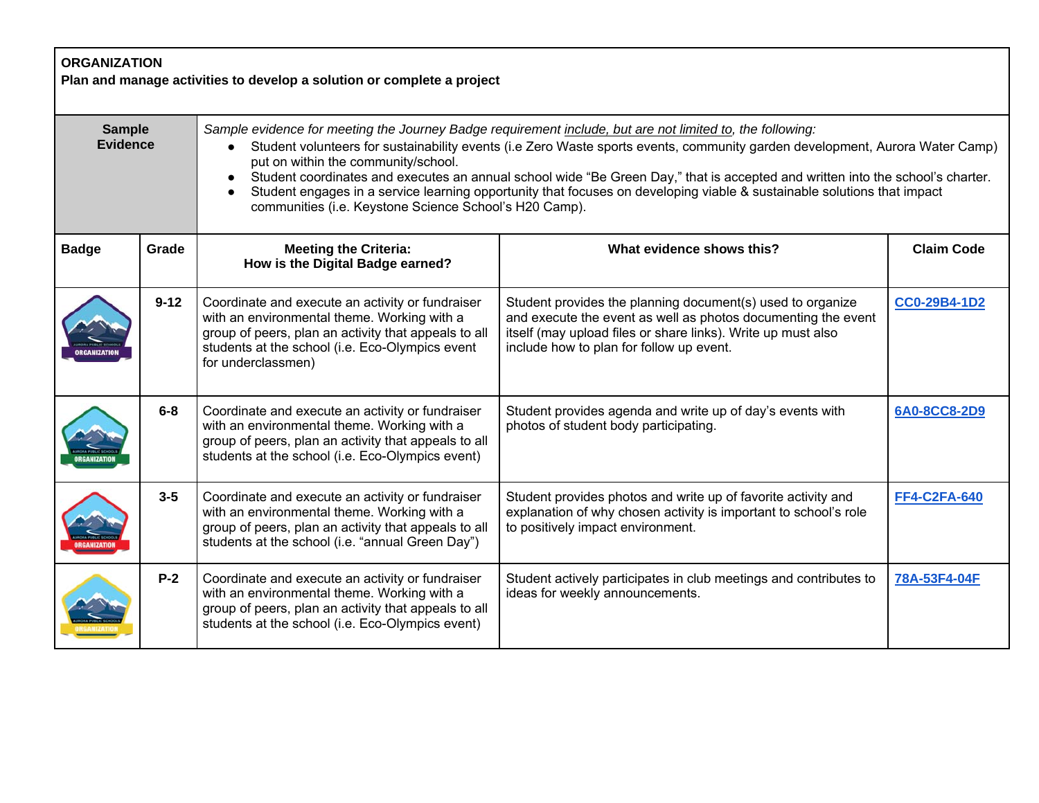**ORGANIZATION**
**Plan and manage activities to develop a solution or complete a project**

| **Sample Evidence** | *Sample evidence for meeting the Journey Badge requirement include, but are not limited to, the following:* <br>• Student volunteers for sustainability events (i.e Zero Waste sports events, community garden development, Aurora Water Camp) put on within the community/school.<br>• Student coordinates and executes an annual school wide "Be Green Day," that is accepted and written into the school's charter.<br>• Student engages in a service learning opportunity that focuses on developing viable & sustainable solutions that impact communities (i.e. Keystone Science School's H20 Camp). |
|---|---|

| Badge | Grade | Meeting the Criteria: How is the Digital Badge earned? | What evidence shows this? | Claim Code |
|---|---|---|---|---|
| ORGANIZATION | **9-12** | Coordinate and execute an activity or fundraiser with an environmental theme. Working with a group of peers, plan an activity that appeals to all students at the school (i.e. Eco-Olympics event for underclassmen) | Student provides the planning document(s) used to organize and execute the event as well as photos documenting the event itself (may upload files or share links). Write up must also include how to plan for follow up event. | **CC0-29B4-1D2** |
| ORGANIZATION | **6-8** | Coordinate and execute an activity or fundraiser with an environmental theme. Working with a group of peers, plan an activity that appeals to all students at the school (i.e. Eco-Olympics event) | Student provides agenda and write up of day's events with photos of student body participating. | **6A0-8CC8-2D9** |
| ORGANIZATION | **3-5** | Coordinate and execute an activity or fundraiser with an environmental theme. Working with a group of peers, plan an activity that appeals to all students at the school (i.e. "annual Green Day") | Student provides photos and write up of favorite activity and explanation of why chosen activity is important to school's role to positively impact environment. | **FF4-C2FA-640** |
| ORGANIZATION | **P-2** | Coordinate and execute an activity or fundraiser with an environmental theme. Working with a group of peers, plan an activity that appeals to all students at the school (i.e. Eco-Olympics event) | Student actively participates in club meetings and contributes to ideas for weekly announcements. | **78A-53F4-04F** |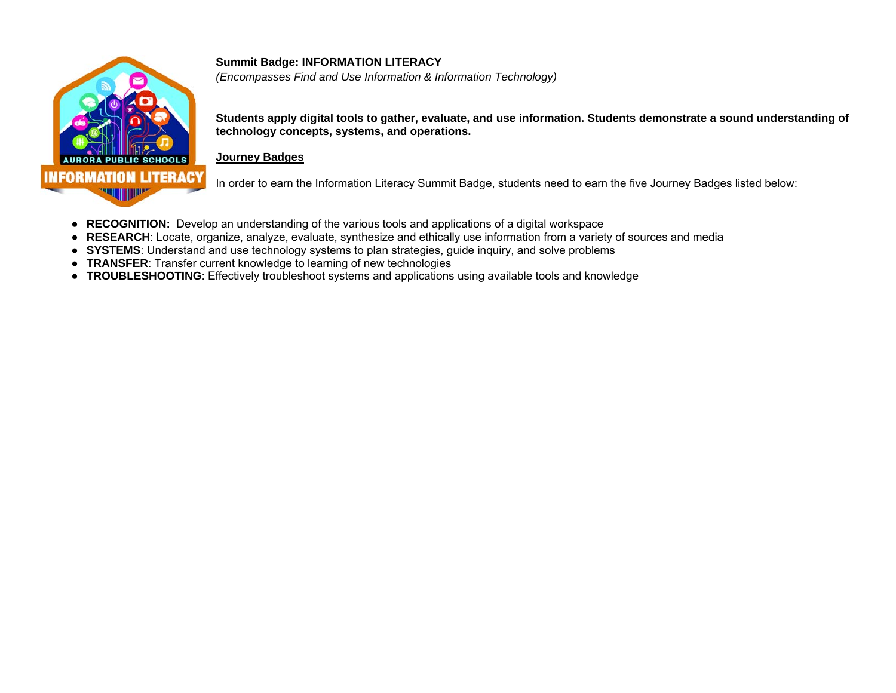**Summit Badge: INFORMATION LITERACY**

*(Encompasses Find and Use Information & Information Technology)*

**Students apply digital tools to gather, evaluate, and use information. Students demonstrate a sound understanding of technology concepts, systems, and operations.**

**Journey Badges**

In order to earn the Information Literacy Summit Badge, students need to earn the five Journey Badges listed below:

- **RECOGNITION:** Develop an understanding of the various tools and applications of a digital workspace
- **RESEARCH**: Locate, organize, analyze, evaluate, synthesize and ethically use information from a variety of sources and media
- **SYSTEMS**: Understand and use technology systems to plan strategies, guide inquiry, and solve problems
- **TRANSFER**: Transfer current knowledge to learning of new technologies
- **TROUBLESHOOTING**: Effectively troubleshoot systems and applications using available tools and knowledge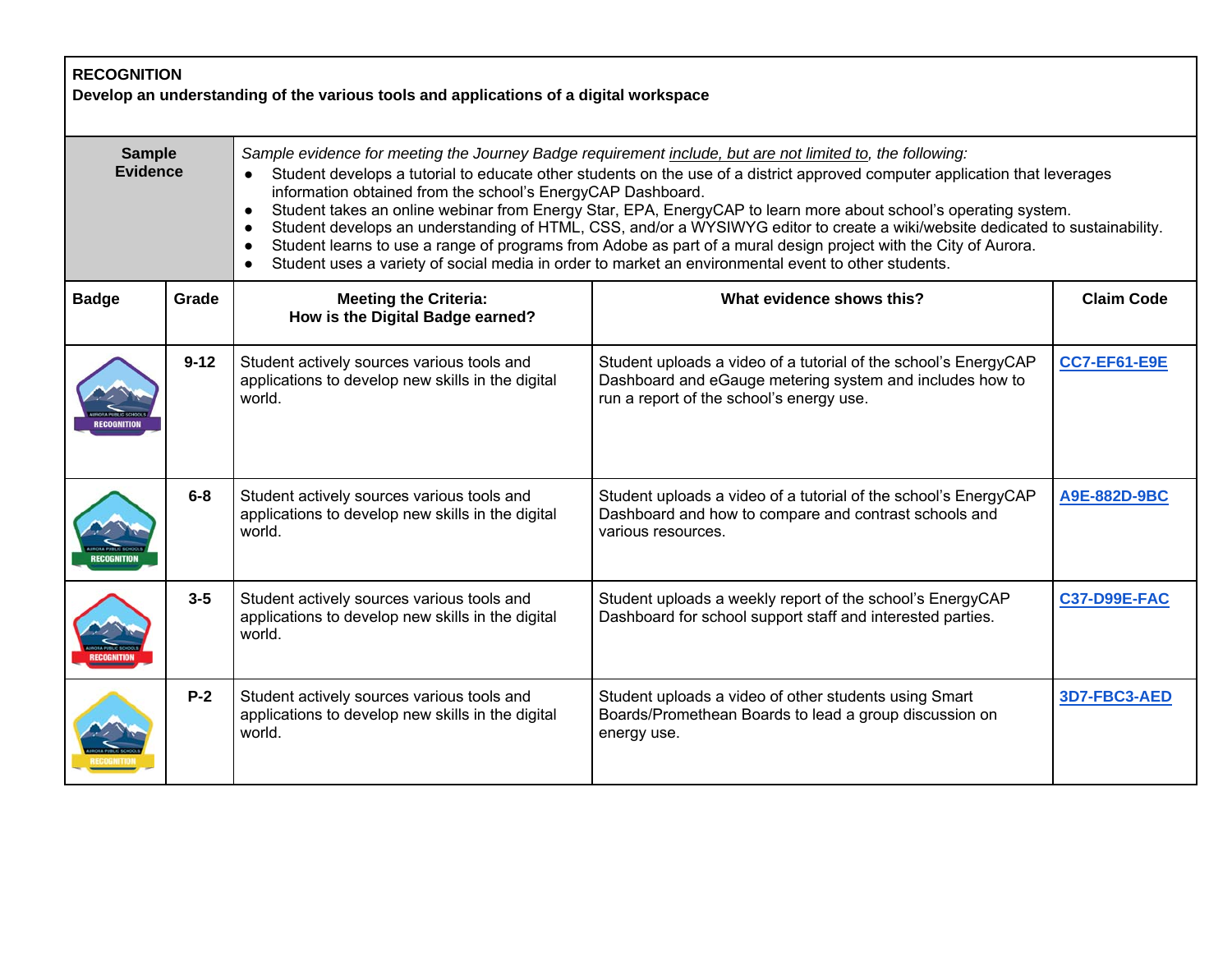**RECOGNITION**
**Develop an understanding of the various tools and applications of a digital workspace**

**Sample Evidence**

*Sample evidence for meeting the Journey Badge requirement include, but are not limited to, the following:*

- Student develops a tutorial to educate other students on the use of a district approved computer application that leverages information obtained from the school's EnergyCAP Dashboard.
- Student takes an online webinar from Energy Star, EPA, EnergyCAP to learn more about school's operating system.
- Student develops an understanding of HTML, CSS, and/or a WYSIWYG editor to create a wiki/website dedicated to sustainability.
- Student learns to use a range of programs from Adobe as part of a mural design project with the City of Aurora.
- Student uses a variety of social media in order to market an environmental event to other students.

| Badge | Grade | Meeting the Criteria: How is the Digital Badge earned? | What evidence shows this? | Claim Code |
|---|---|---|---|---|
| AURORA PUBLIC SCHOOLS RECOGNITION | 9-12 | Student actively sources various tools and applications to develop new skills in the digital world. | Student uploads a video of a tutorial of the school's EnergyCAP Dashboard and eGauge metering system and includes how to run a report of the school's energy use. | CC7-EF61-E9E |
| AURORA PUBLIC SCHOOLS RECOGNITION | 6-8 | Student actively sources various tools and applications to develop new skills in the digital world. | Student uploads a video of a tutorial of the school's EnergyCAP Dashboard and how to compare and contrast schools and various resources. | A9E-882D-9BC |
| AURORA PUBLIC SCHOOLS RECOGNITION | 3-5 | Student actively sources various tools and applications to develop new skills in the digital world. | Student uploads a weekly report of the school's EnergyCAP Dashboard for school support staff and interested parties. | C37-D99E-FAC |
| AURORA PUBLIC SCHOOLS RECOGNITION | P-2 | Student actively sources various tools and applications to develop new skills in the digital world. | Student uploads a video of other students using Smart Boards/Promethean Boards to lead a group discussion on energy use. | 3D7-FBC3-AED |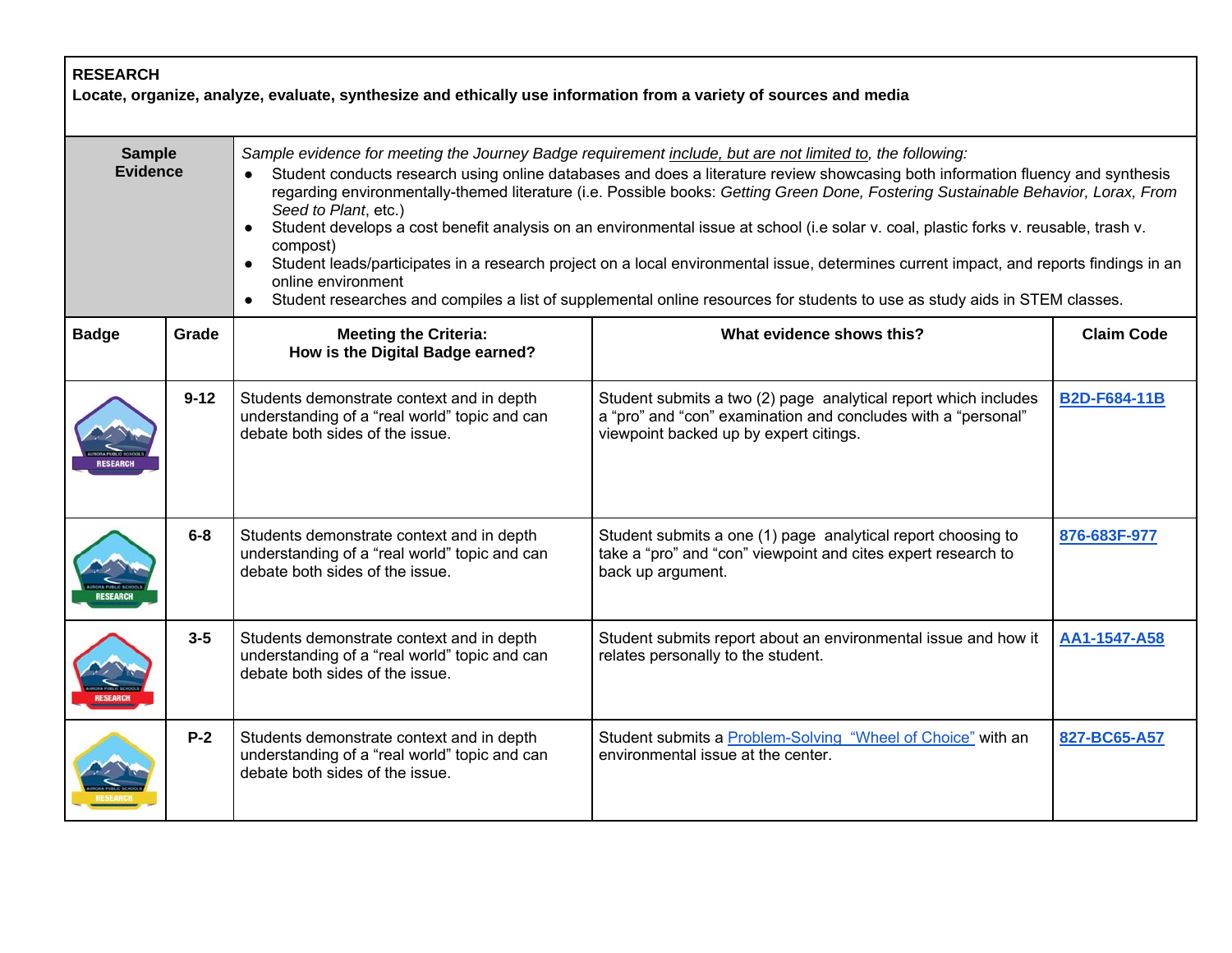**RESEARCH**
**Locate, organize, analyze, evaluate, synthesize and ethically use information from a variety of sources and media**

**Sample Evidence**

*Sample evidence for meeting the Journey Badge requirement include, but are not limited to, the following:*

- Student conducts research using online databases and does a literature review showcasing both information fluency and synthesis regarding environmentally-themed literature (i.e. Possible books: *Getting Green Done, Fostering Sustainable Behavior, Lorax, From Seed to Plant*, etc.)
- Student develops a cost benefit analysis on an environmental issue at school (i.e solar v. coal, plastic forks v. reusable, trash v. compost)
- Student leads/participates in a research project on a local environmental issue, determines current impact, and reports findings in an online environment
- Student researches and compiles a list of supplemental online resources for students to use as study aids in STEM classes.

| Badge | Grade | Meeting the Criteria: How is the Digital Badge earned? | What evidence shows this? | Claim Code |
|---|---|---|---|---|
| AURORA PUBLIC SCHOOLS RESEARCH | 9-12 | Students demonstrate context and in depth understanding of a "real world" topic and can debate both sides of the issue. | Student submits a two (2) page analytical report which includes a "pro" and "con" examination and concludes with a "personal" viewpoint backed up by expert citings. | B2D-F684-11B |
| AURORA PUBLIC SCHOOLS RESEARCH | 6-8 | Students demonstrate context and in depth understanding of a "real world" topic and can debate both sides of the issue. | Student submits a one (1) page analytical report choosing to take a "pro" and "con" viewpoint and cites expert research to back up argument. | 876-683F-977 |
| AURORA PUBLIC SCHOOLS RESEARCH | 3-5 | Students demonstrate context and in depth understanding of a "real world" topic and can debate both sides of the issue. | Student submits report about an environmental issue and how it relates personally to the student. | AA1-1547-A58 |
| AURORA PUBLIC SCHOOLS RESEARCH | P-2 | Students demonstrate context and in depth understanding of a "real world" topic and can debate both sides of the issue. | Student submits a Problem-Solving "Wheel of Choice" with an environmental issue at the center. | 827-BC65-A57 |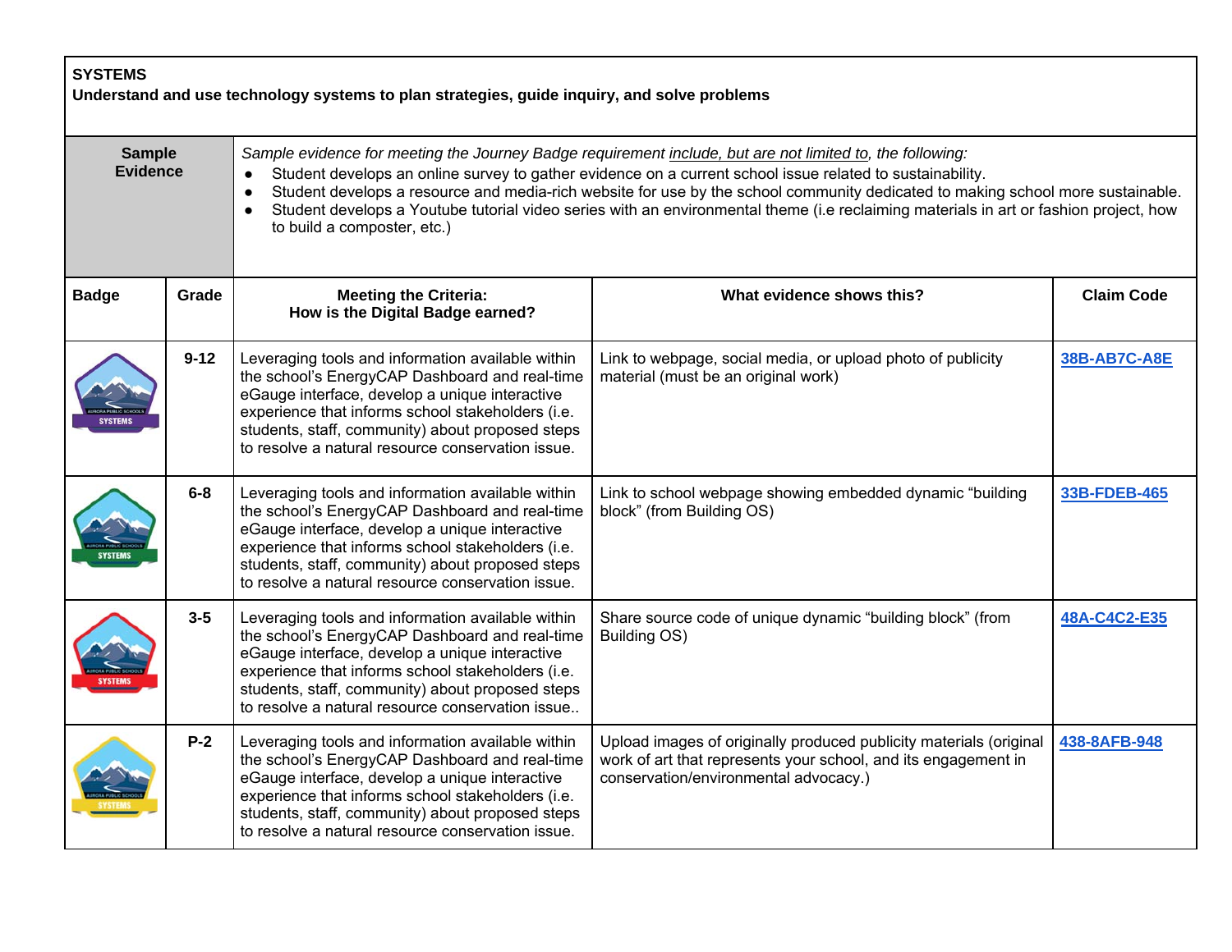**SYSTEMS**
**Understand and use technology systems to plan strategies, guide inquiry, and solve problems**

| **Sample Evidence** | *Sample evidence for meeting the Journey Badge requirement include, but are not limited to, the following:* |
|---|---|
| | • Student develops an online survey to gather evidence on a current school issue related to sustainability.<br>• Student develops a resource and media-rich website for use by the school community dedicated to making school more sustainable.<br>• Student develops a Youtube tutorial video series with an environmental theme (i.e reclaiming materials in art or fashion project, how to build a composter, etc.) |

| Badge | Grade | Meeting the Criteria: How is the Digital Badge earned? | What evidence shows this? | Claim Code |
|---|---|---|---|---|
| AURORA PUBLIC SCHOOLS SYSTEMS | 9-12 | Leveraging tools and information available within the school's EnergyCAP Dashboard and real-time eGauge interface, develop a unique interactive experience that informs school stakeholders (i.e. students, staff, community) about proposed steps to resolve a natural resource conservation issue. | Link to webpage, social media, or upload photo of publicity material (must be an original work) | 38B-AB7C-A8E |
| AURORA PUBLIC SCHOOLS SYSTEMS | 6-8 | Leveraging tools and information available within the school's EnergyCAP Dashboard and real-time eGauge interface, develop a unique interactive experience that informs school stakeholders (i.e. students, staff, community) about proposed steps to resolve a natural resource conservation issue. | Link to school webpage showing embedded dynamic "building block" (from Building OS) | 33B-FDEB-465 |
| AURORA PUBLIC SCHOOLS SYSTEMS | 3-5 | Leveraging tools and information available within the school's EnergyCAP Dashboard and real-time eGauge interface, develop a unique interactive experience that informs school stakeholders (i.e. students, staff, community) about proposed steps to resolve a natural resource conservation issue.. | Share source code of unique dynamic "building block" (from Building OS) | 48A-C4C2-E35 |
| AURORA PUBLIC SCHOOLS SYSTEMS | P-2 | Leveraging tools and information available within the school's EnergyCAP Dashboard and real-time eGauge interface, develop a unique interactive experience that informs school stakeholders (i.e. students, staff, community) about proposed steps to resolve a natural resource conservation issue. | Upload images of originally produced publicity materials (original work of art that represents your school, and its engagement in conservation/environmental advocacy.) | 438-8AFB-948 |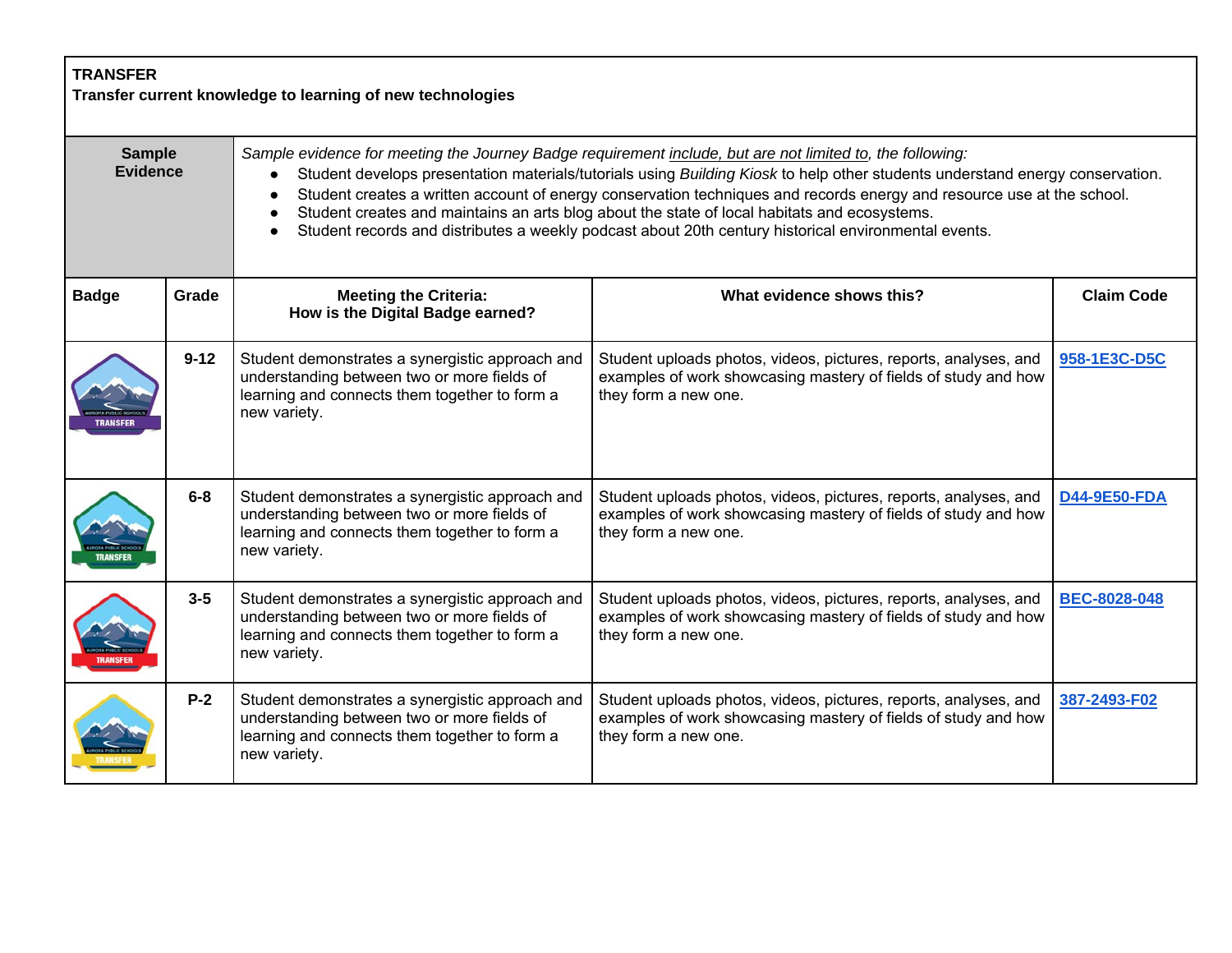**TRANSFER**
**Transfer current knowledge to learning of new technologies**

**Sample Evidence**

*Sample evidence for meeting the Journey Badge requirement include, but are not limited to, the following:*

- Student develops presentation materials/tutorials using *Building Kiosk* to help other students understand energy conservation.
- Student creates a written account of energy conservation techniques and records energy and resource use at the school.
- Student creates and maintains an arts blog about the state of local habitats and ecosystems.
- Student records and distributes a weekly podcast about 20th century historical environmental events.

| Badge | Grade | Meeting the Criteria: How is the Digital Badge earned? | What evidence shows this? | Claim Code |
|---|---|---|---|---|
| | 9-12 | Student demonstrates a synergistic approach and understanding between two or more fields of learning and connects them together to form a new variety. | Student uploads photos, videos, pictures, reports, analyses, and examples of work showcasing mastery of fields of study and how they form a new one. | 958-1E3C-D5C |
| | 6-8 | Student demonstrates a synergistic approach and understanding between two or more fields of learning and connects them together to form a new variety. | Student uploads photos, videos, pictures, reports, analyses, and examples of work showcasing mastery of fields of study and how they form a new one. | D44-9E50-FDA |
| | 3-5 | Student demonstrates a synergistic approach and understanding between two or more fields of learning and connects them together to form a new variety. | Student uploads photos, videos, pictures, reports, analyses, and examples of work showcasing mastery of fields of study and how they form a new one. | BEC-8028-048 |
| | P-2 | Student demonstrates a synergistic approach and understanding between two or more fields of learning and connects them together to form a new variety. | Student uploads photos, videos, pictures, reports, analyses, and examples of work showcasing mastery of fields of study and how they form a new one. | 387-2493-F02 |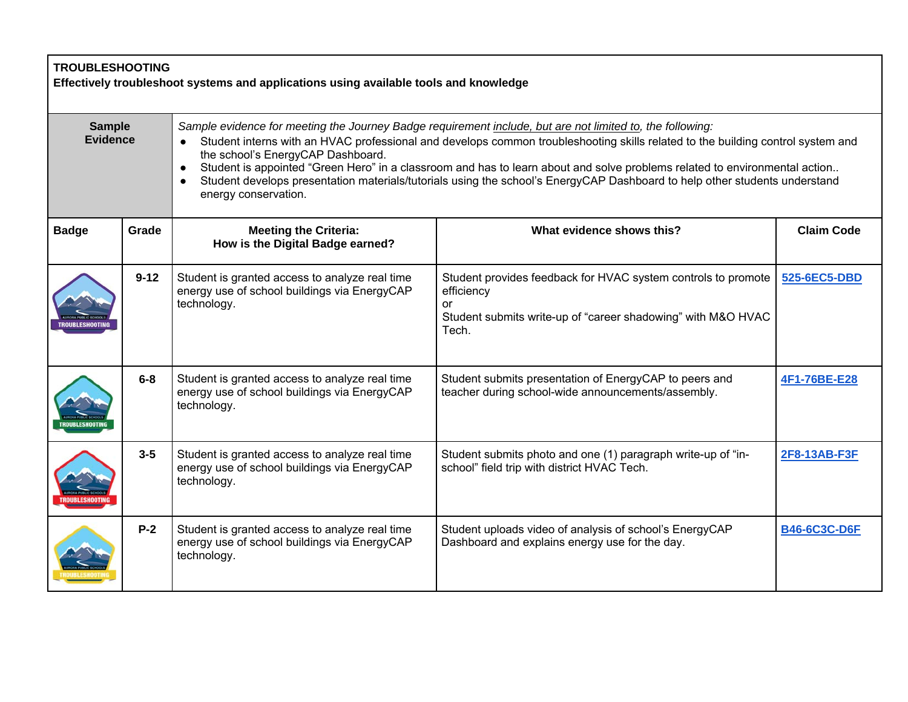**TROUBLESHOOTING**
**Effectively troubleshoot systems and applications using available tools and knowledge**

| **Sample Evidence** | *Sample evidence for meeting the Journey Badge requirement include, but are not limited to, the following:* |
|---|---|
| | • Student interns with an HVAC professional and develops common troubleshooting skills related to the building control system and the school's EnergyCAP Dashboard.<br>• Student is appointed "Green Hero" in a classroom and has to learn about and solve problems related to environmental action..<br>• Student develops presentation materials/tutorials using the school's EnergyCAP Dashboard to help other students understand energy conservation. |

| **Badge** | **Grade** | **Meeting the Criteria: How is the Digital Badge earned?** | **What evidence shows this?** | **Claim Code** |
|---|---|---|---|---|
| | **9-12** | Student is granted access to analyze real time energy use of school buildings via EnergyCAP technology. | Student provides feedback for HVAC system controls to promote efficiency<br>or<br>Student submits write-up of "career shadowing" with M&O HVAC Tech. | 525-6EC5-DBD |
| | **6-8** | Student is granted access to analyze real time energy use of school buildings via EnergyCAP technology. | Student submits presentation of EnergyCAP to peers and teacher during school-wide announcements/assembly. | 4F1-76BE-E28 |
| | **3-5** | Student is granted access to analyze real time energy use of school buildings via EnergyCAP technology. | Student submits photo and one (1) paragraph write-up of "in-school" field trip with district HVAC Tech. | 2F8-13AB-F3F |
| | **P-2** | Student is granted access to analyze real time energy use of school buildings via EnergyCAP technology. | Student uploads video of analysis of school's EnergyCAP Dashboard and explains energy use for the day. | B46-6C3C-D6F |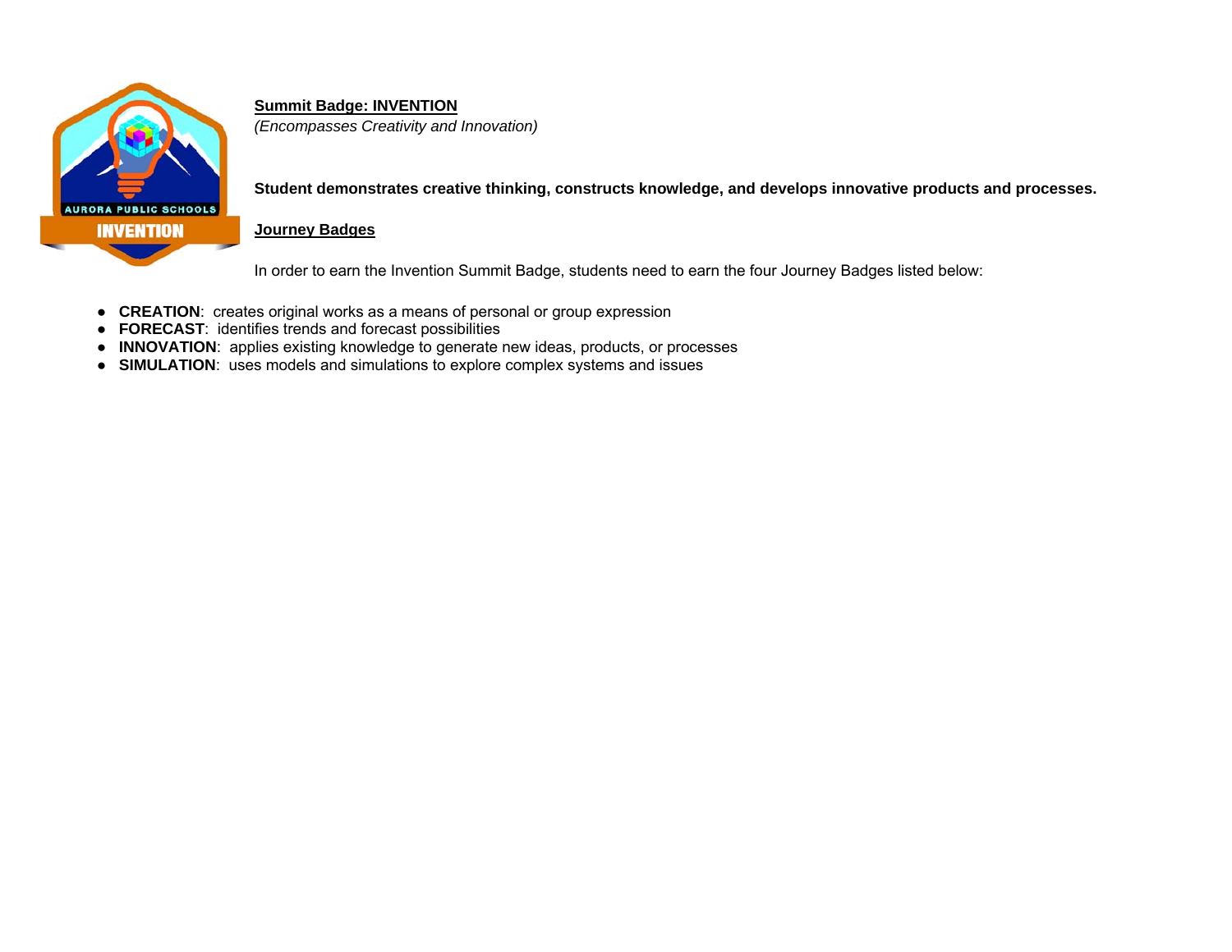**Summit Badge: INVENTION**

*(Encompasses Creativity and Innovation)*

**Student demonstrates creative thinking, constructs knowledge, and develops innovative products and processes.**

**Journey Badges**

In order to earn the Invention Summit Badge, students need to earn the four Journey Badges listed below:

- **CREATION**: creates original works as a means of personal or group expression
- **FORECAST**: identifies trends and forecast possibilities
- **INNOVATION**: applies existing knowledge to generate new ideas, products, or processes
- **SIMULATION**: uses models and simulations to explore complex systems and issues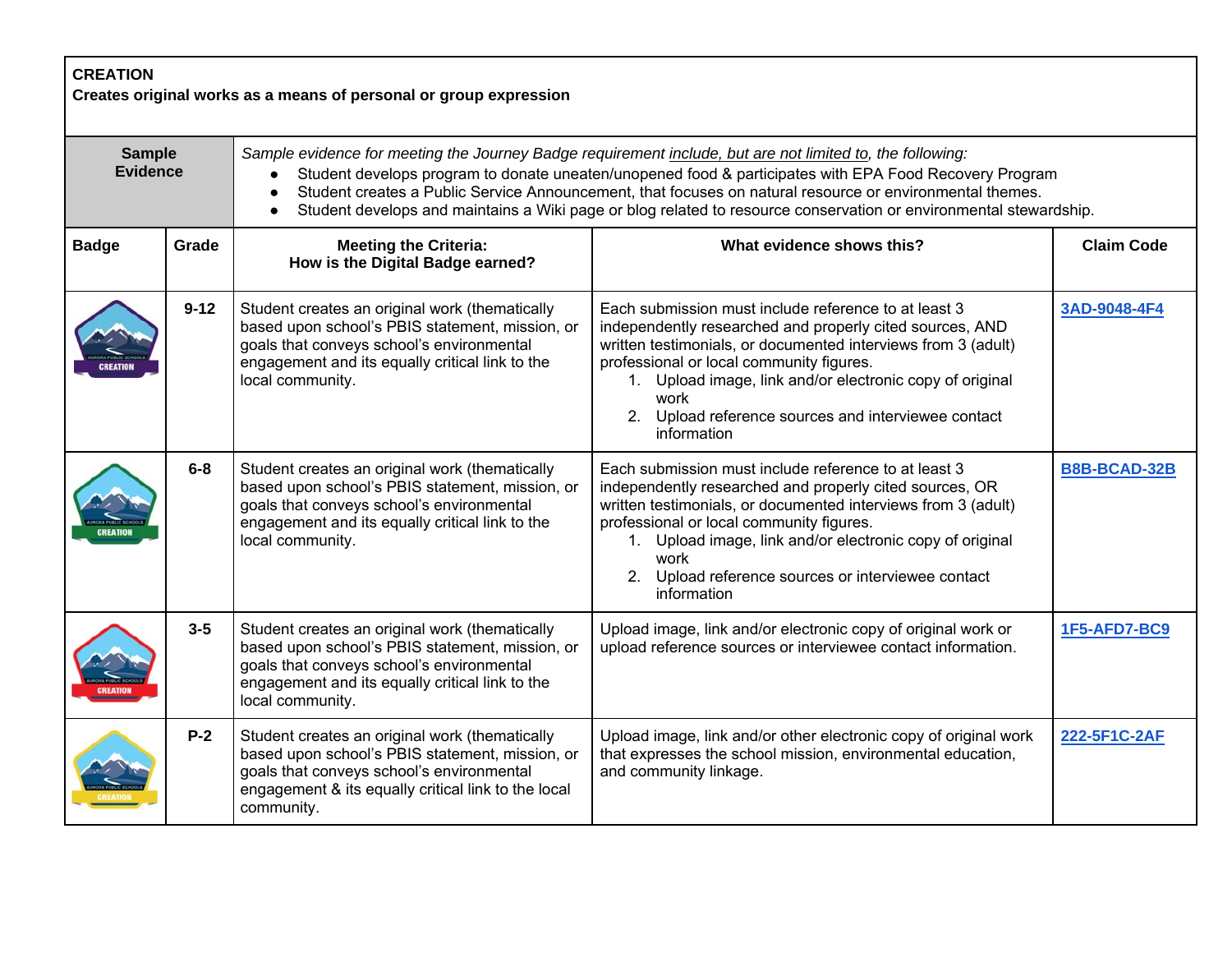**CREATION**
**Creates original works as a means of personal or group expression**

| **Sample Evidence** | *Sample evidence for meeting the Journey Badge requirement include, but are not limited to, the following:*<br>• Student develops program to donate uneaten/unopened food & participates with EPA Food Recovery Program<br>• Student creates a Public Service Announcement, that focuses on natural resource or environmental themes.<br>• Student develops and maintains a Wiki page or blog related to resource conservation or environmental stewardship. |
|---|---|

| **Badge** | **Grade** | **Meeting the Criteria: How is the Digital Badge earned?** | **What evidence shows this?** | **Claim Code** |
|---|---|---|---|---|
| | **9-12** | Student creates an original work (thematically based upon school's PBIS statement, mission, or goals that conveys school's environmental engagement and its equally critical link to the local community. | Each submission must include reference to at least 3 independently researched and properly cited sources, AND written testimonials, or documented interviews from 3 (adult) professional or local community figures.<br>1. Upload image, link and/or electronic copy of original work<br>2. Upload reference sources and interviewee contact information | **3AD-9048-4F4** |
| | **6-8** | Student creates an original work (thematically based upon school's PBIS statement, mission, or goals that conveys school's environmental engagement and its equally critical link to the local community. | Each submission must include reference to at least 3 independently researched and properly cited sources, OR written testimonials, or documented interviews from 3 (adult) professional or local community figures.<br>1. Upload image, link and/or electronic copy of original work<br>2. Upload reference sources or interviewee contact information | **B8B-BCAD-32B** |
| | **3-5** | Student creates an original work (thematically based upon school's PBIS statement, mission, or goals that conveys school's environmental engagement and its equally critical link to the local community. | Upload image, link and/or electronic copy of original work or upload reference sources or interviewee contact information. | **1F5-AFD7-BC9** |
| | **P-2** | Student creates an original work (thematically based upon school's PBIS statement, mission, or goals that conveys school's environmental engagement & its equally critical link to the local community. | Upload image, link and/or other electronic copy of original work that expresses the school mission, environmental education, and community linkage. | **222-5F1C-2AF** |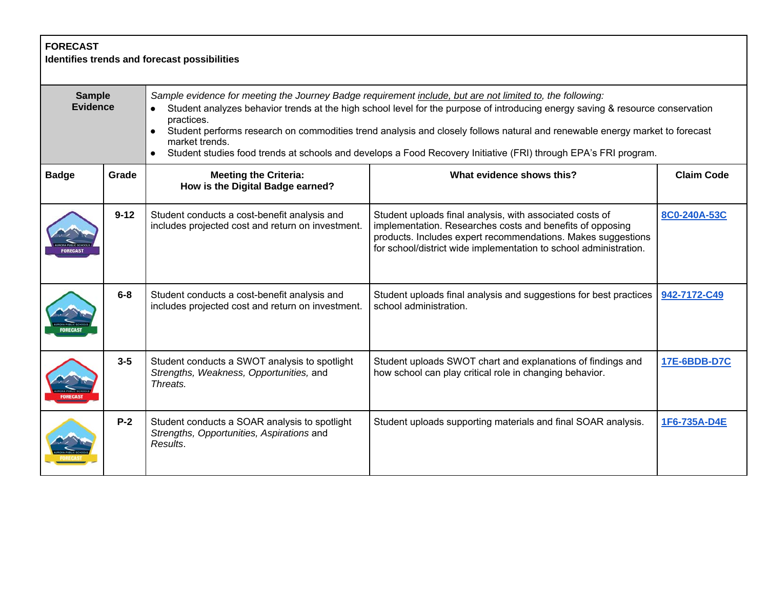**FORECAST**
**Identifies trends and forecast possibilities**

| **Sample Evidence** | *Sample evidence for meeting the Journey Badge requirement* *include, but are not limited to, the following:* |
|---|---|
| | • Student analyzes behavior trends at the high school level for the purpose of introducing energy saving & resource conservation practices.<br>• Student performs research on commodities trend analysis and closely follows natural and renewable energy market to forecast market trends.<br>• Student studies food trends at schools and develops a Food Recovery Initiative (FRI) through EPA's FRI program. |

| Badge | Grade | Meeting the Criteria: How is the Digital Badge earned? | What evidence shows this? | Claim Code |
|---|---|---|---|---|
| | **9-12** | Student conducts a cost-benefit analysis and includes projected cost and return on investment. | Student uploads final analysis, with associated costs of implementation. Researches costs and benefits of opposing products. Includes expert recommendations. Makes suggestions for school/district wide implementation to school administration. | 8C0-240A-53C |
| | **6-8** | Student conducts a cost-benefit analysis and includes projected cost and return on investment. | Student uploads final analysis and suggestions for best practices school administration. | 942-7172-C49 |
| | **3-5** | Student conducts a SWOT analysis to spotlight *Strengths, Weakness, Opportunities,* and *Threats.* | Student uploads SWOT chart and explanations of findings and how school can play critical role in changing behavior. | 17E-6BDB-D7C |
| | **P-2** | Student conducts a SOAR analysis to spotlight *Strengths, Opportunities, Aspirations* and *Results*. | Student uploads supporting materials and final SOAR analysis. | 1F6-735A-D4E |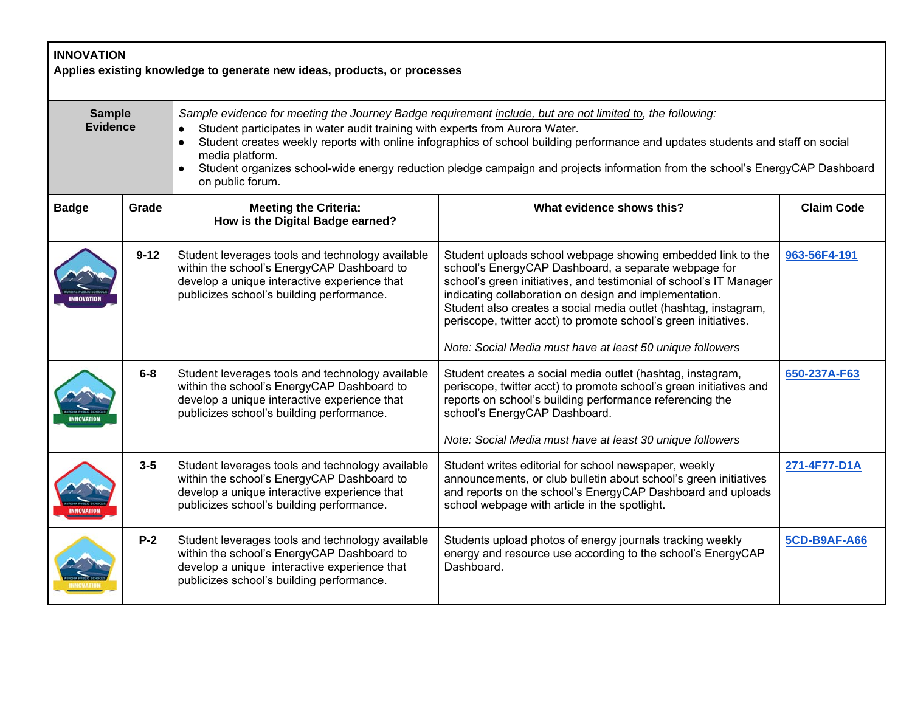**INNOVATION**
**Applies existing knowledge to generate new ideas, products, or processes**

**Sample Evidence**

*Sample evidence for meeting the Journey Badge requirement include, but are not limited to, the following:*

- Student participates in water audit training with experts from Aurora Water.
- Student creates weekly reports with online infographics of school building performance and updates students and staff on social media platform.
- Student organizes school-wide energy reduction pledge campaign and projects information from the school's EnergyCAP Dashboard on public forum.

| Badge | Grade | Meeting the Criteria: How is the Digital Badge earned? | What evidence shows this? | Claim Code |
|---|---|---|---|---|
| | 9-12 | Student leverages tools and technology available within the school's EnergyCAP Dashboard to develop a unique interactive experience that publicizes school's building performance. | Student uploads school webpage showing embedded link to the school's EnergyCAP Dashboard, a separate webpage for school's green initiatives, and testimonial of school's IT Manager indicating collaboration on design and implementation. Student also creates a social media outlet (hashtag, instagram, periscope, twitter acct) to promote school's green initiatives. *Note: Social Media must have at least 50 unique followers* | 963-56F4-191 |
| | 6-8 | Student leverages tools and technology available within the school's EnergyCAP Dashboard to develop a unique interactive experience that publicizes school's building performance. | Student creates a social media outlet (hashtag, instagram, periscope, twitter acct) to promote school's green initiatives and reports on school's building performance referencing the school's EnergyCAP Dashboard. *Note: Social Media must have at least 30 unique followers* | 650-237A-F63 |
| | 3-5 | Student leverages tools and technology available within the school's EnergyCAP Dashboard to develop a unique interactive experience that publicizes school's building performance. | Student writes editorial for school newspaper, weekly announcements, or club bulletin about school's green initiatives and reports on the school's EnergyCAP Dashboard and uploads school webpage with article in the spotlight. | 271-4F77-D1A |
| | P-2 | Student leverages tools and technology available within the school's EnergyCAP Dashboard to develop a unique interactive experience that publicizes school's building performance. | Students upload photos of energy journals tracking weekly energy and resource use according to the school's EnergyCAP Dashboard. | 5CD-B9AF-A66 |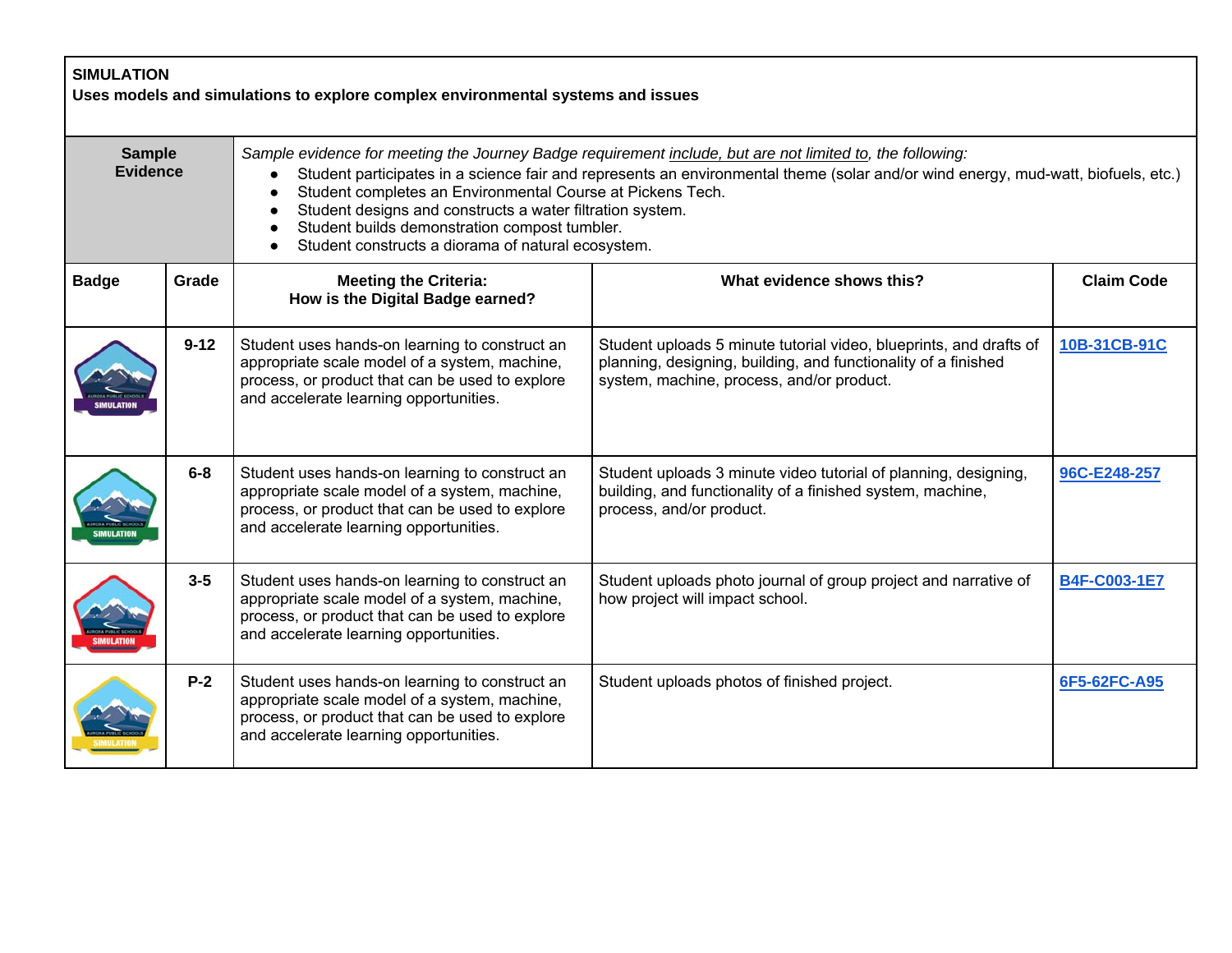**SIMULATION**
**Uses models and simulations to explore complex environmental systems and issues**

**Sample Evidence**

*Sample evidence for meeting the Journey Badge requirement include, but are not limited to, the following:*

- Student participates in a science fair and represents an environmental theme (solar and/or wind energy, mud-watt, biofuels, etc.)
- Student completes an Environmental Course at Pickens Tech.
- Student designs and constructs a water filtration system.
- Student builds demonstration compost tumbler.
- Student constructs a diorama of natural ecosystem.

| Badge | Grade | Meeting the Criteria: How is the Digital Badge earned? | What evidence shows this? | Claim Code |
|---|---|---|---|---|
| | 9-12 | Student uses hands-on learning to construct an appropriate scale model of a system, machine, process, or product that can be used to explore and accelerate learning opportunities. | Student uploads 5 minute tutorial video, blueprints, and drafts of planning, designing, building, and functionality of a finished system, machine, process, and/or product. | 10B-31CB-91C |
| | 6-8 | Student uses hands-on learning to construct an appropriate scale model of a system, machine, process, or product that can be used to explore and accelerate learning opportunities. | Student uploads 3 minute video tutorial of planning, designing, building, and functionality of a finished system, machine, process, and/or product. | 96C-E248-257 |
| | 3-5 | Student uses hands-on learning to construct an appropriate scale model of a system, machine, process, or product that can be used to explore and accelerate learning opportunities. | Student uploads photo journal of group project and narrative of how project will impact school. | B4F-C003-1E7 |
| | P-2 | Student uses hands-on learning to construct an appropriate scale model of a system, machine, process, or product that can be used to explore and accelerate learning opportunities. | Student uploads photos of finished project. | 6F5-62FC-A95 |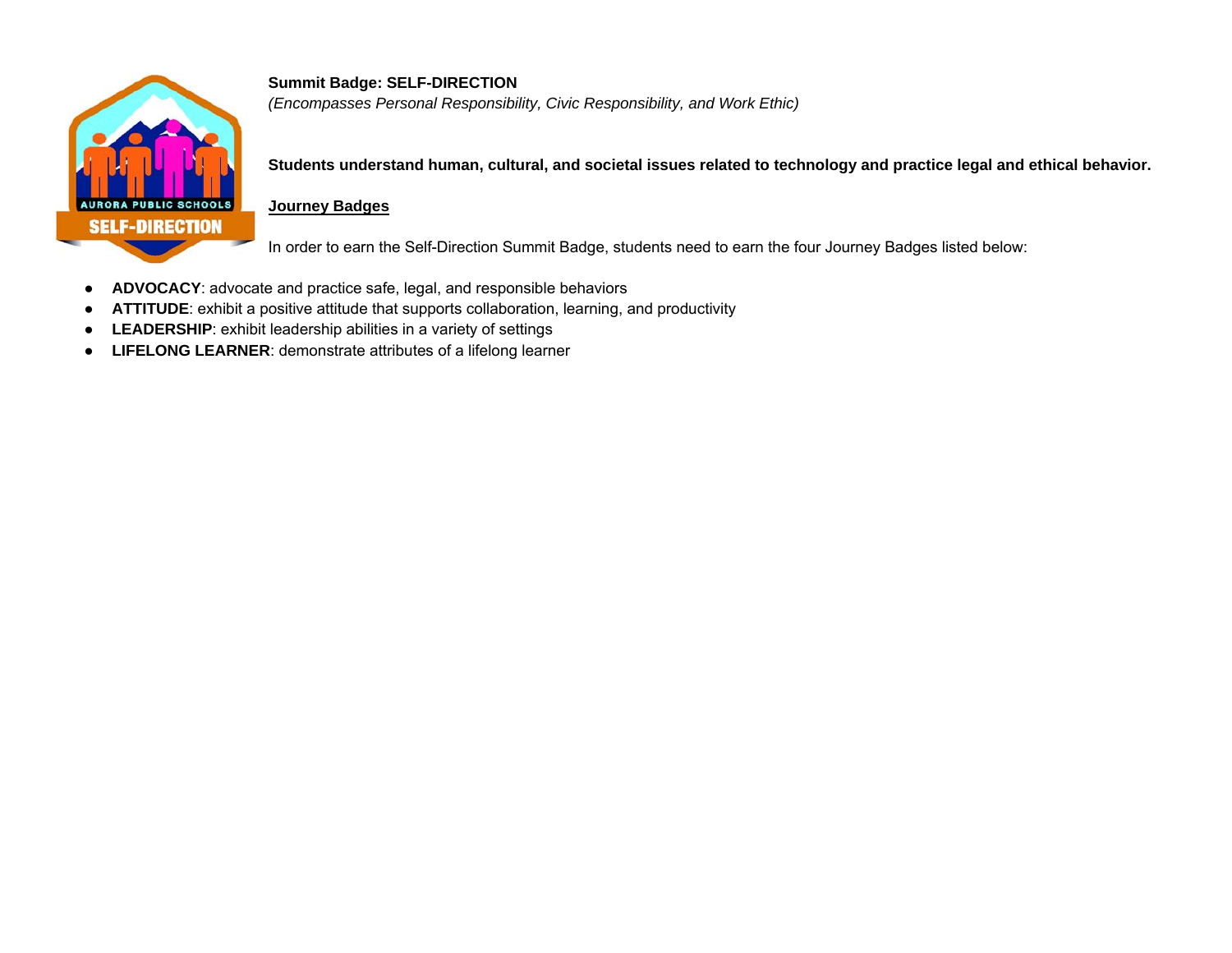**Summit Badge: SELF-DIRECTION**
*(Encompasses Personal Responsibility, Civic Responsibility, and Work Ethic)*

**Students understand human, cultural, and societal issues related to technology and practice legal and ethical behavior.**

**Journey Badges**

In order to earn the Self-Direction Summit Badge, students need to earn the four Journey Badges listed below:

- **ADVOCACY**: advocate and practice safe, legal, and responsible behaviors
- **ATTITUDE**: exhibit a positive attitude that supports collaboration, learning, and productivity
- **LEADERSHIP**: exhibit leadership abilities in a variety of settings
- **LIFELONG LEARNER**: demonstrate attributes of a lifelong learner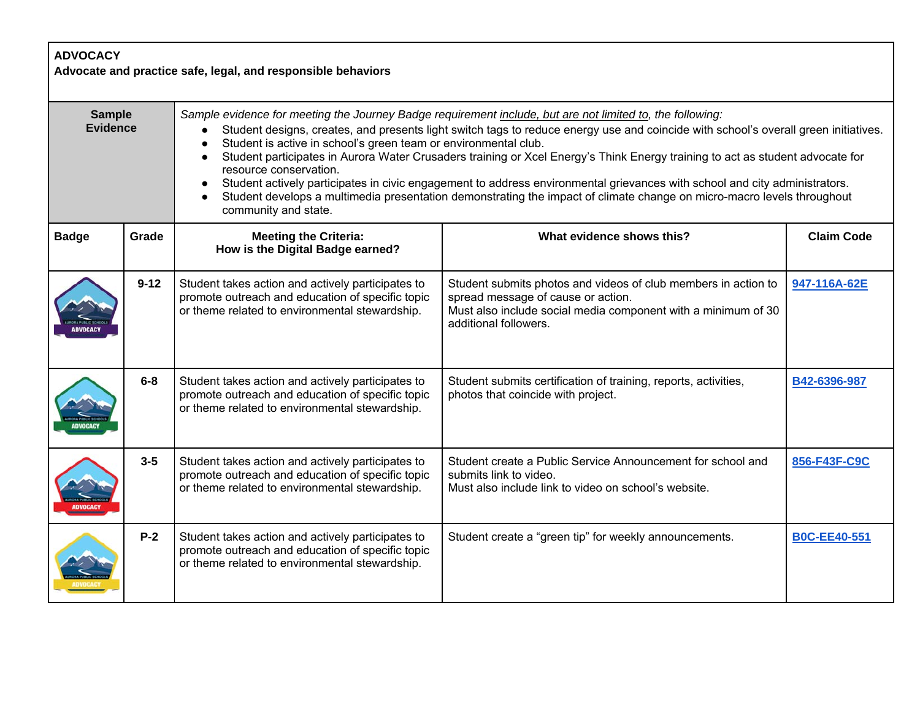**ADVOCACY**
**Advocate and practice safe, legal, and responsible behaviors**

| **Sample Evidence** | *Sample evidence for meeting the Journey Badge requirement include, but are not limited to, the following:* |
|---|---|
| | • Student designs, creates, and presents light switch tags to reduce energy use and coincide with school's overall green initiatives.<br>• Student is active in school's green team or environmental club.<br>• Student participates in Aurora Water Crusaders training or Xcel Energy's Think Energy training to act as student advocate for resource conservation.<br>• Student actively participates in civic engagement to address environmental grievances with school and city administrators.<br>• Student develops a multimedia presentation demonstrating the impact of climate change on micro-macro levels throughout community and state. |

| Badge | Grade | Meeting the Criteria: How is the Digital Badge earned? | What evidence shows this? | Claim Code |
|---|---|---|---|---|
| | 9-12 | Student takes action and actively participates to promote outreach and education of specific topic or theme related to environmental stewardship. | Student submits photos and videos of club members in action to spread message of cause or action.<br>Must also include social media component with a minimum of 30 additional followers. | 947-116A-62E |
| | 6-8 | Student takes action and actively participates to promote outreach and education of specific topic or theme related to environmental stewardship. | Student submits certification of training, reports, activities, photos that coincide with project. | B42-6396-987 |
| | 3-5 | Student takes action and actively participates to promote outreach and education of specific topic or theme related to environmental stewardship. | Student create a Public Service Announcement for school and submits link to video.<br>Must also include link to video on school's website. | 856-F43F-C9C |
| | P-2 | Student takes action and actively participates to promote outreach and education of specific topic or theme related to environmental stewardship. | Student create a "green tip" for weekly announcements. | B0C-EE40-551 |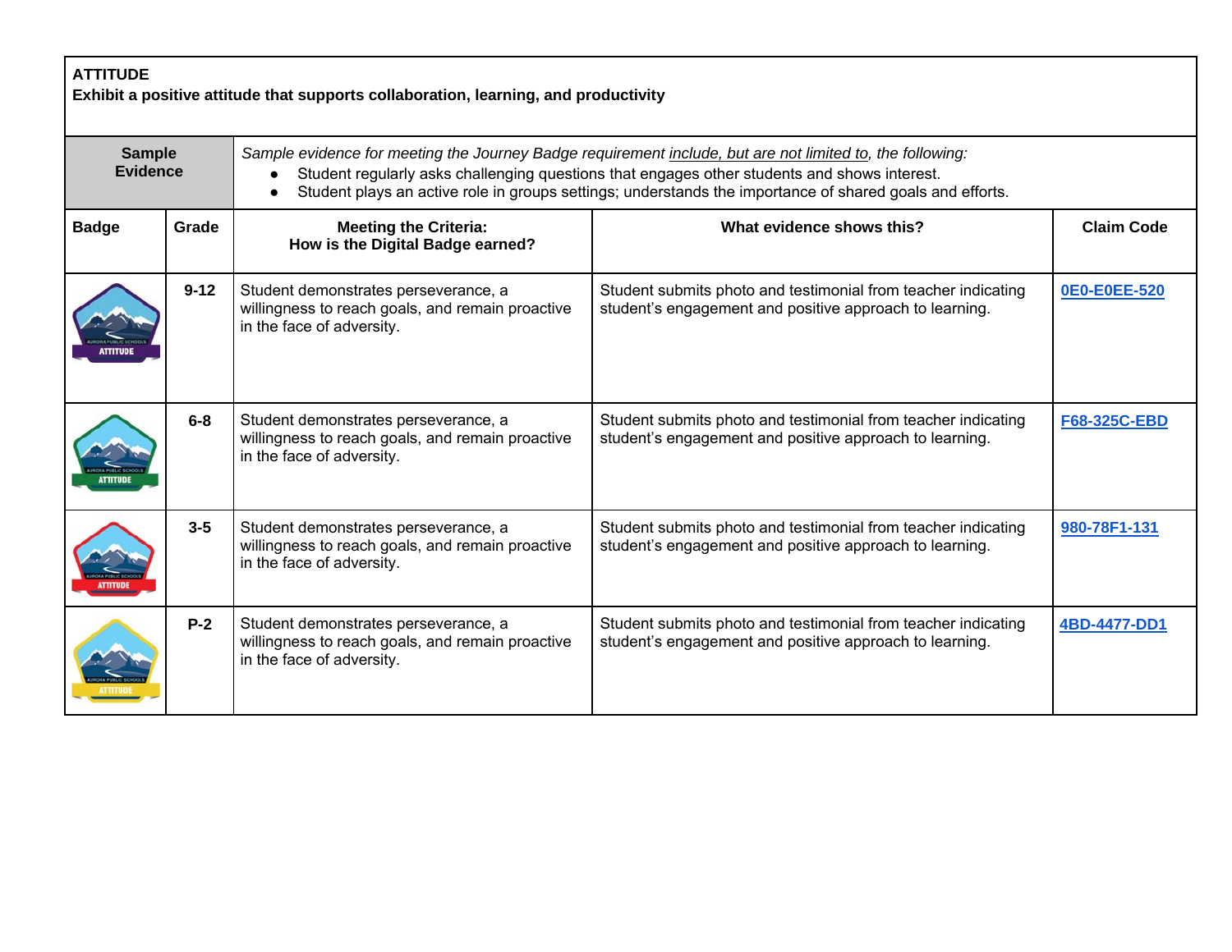**ATTITUDE**
**Exhibit a positive attitude that supports collaboration, learning, and productivity**

| **Sample Evidence** | *Sample evidence for meeting the Journey Badge requirement include, but are not limited to, the following:* <br>• Student regularly asks challenging questions that engages other students and shows interest.<br>• Student plays an active role in groups settings; understands the importance of shared goals and efforts. |
|---|---|

| **Badge** | **Grade** | **Meeting the Criteria: How is the Digital Badge earned?** | **What evidence shows this?** | **Claim Code** |
|---|---|---|---|---|
| | **9-12** | Student demonstrates perseverance, a willingness to reach goals, and remain proactive in the face of adversity. | Student submits photo and testimonial from teacher indicating student's engagement and positive approach to learning. | **0E0-E0EE-520** |
| | **6-8** | Student demonstrates perseverance, a willingness to reach goals, and remain proactive in the face of adversity. | Student submits photo and testimonial from teacher indicating student's engagement and positive approach to learning. | **F68-325C-EBD** |
| | **3-5** | Student demonstrates perseverance, a willingness to reach goals, and remain proactive in the face of adversity. | Student submits photo and testimonial from teacher indicating student's engagement and positive approach to learning. | **980-78F1-131** |
| | **P-2** | Student demonstrates perseverance, a willingness to reach goals, and remain proactive in the face of adversity. | Student submits photo and testimonial from teacher indicating student's engagement and positive approach to learning. | **4BD-4477-DD1** |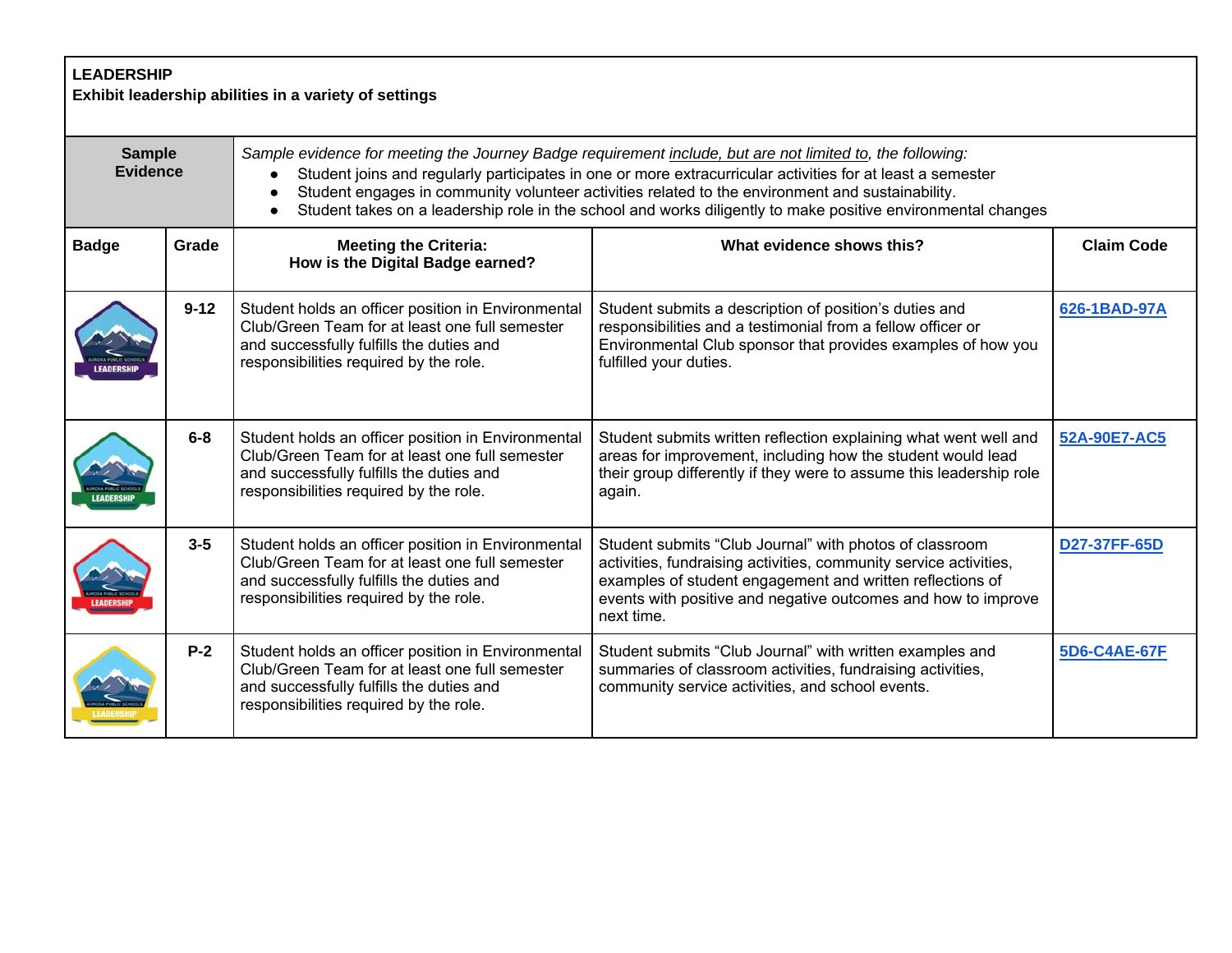**LEADERSHIP**
**Exhibit leadership abilities in a variety of settings**

**Sample Evidence**

*Sample evidence for meeting the Journey Badge requirement include, but are not limited to, the following:*

- Student joins and regularly participates in one or more extracurricular activities for at least a semester
- Student engages in community volunteer activities related to the environment and sustainability.
- Student takes on a leadership role in the school and works diligently to make positive environmental changes

| Badge | Grade | Meeting the Criteria: How is the Digital Badge earned? | What evidence shows this? | Claim Code |
|---|---|---|---|---|
| | 9-12 | Student holds an officer position in Environmental Club/Green Team for at least one full semester and successfully fulfills the duties and responsibilities required by the role. | Student submits a description of position's duties and responsibilities and a testimonial from a fellow officer or Environmental Club sponsor that provides examples of how you fulfilled your duties. | 626-1BAD-97A |
| | 6-8 | Student holds an officer position in Environmental Club/Green Team for at least one full semester and successfully fulfills the duties and responsibilities required by the role. | Student submits written reflection explaining what went well and areas for improvement, including how the student would lead their group differently if they were to assume this leadership role again. | 52A-90E7-AC5 |
| | 3-5 | Student holds an officer position in Environmental Club/Green Team for at least one full semester and successfully fulfills the duties and responsibilities required by the role. | Student submits "Club Journal" with photos of classroom activities, fundraising activities, community service activities, examples of student engagement and written reflections of events with positive and negative outcomes and how to improve next time. | D27-37FF-65D |
| | P-2 | Student holds an officer position in Environmental Club/Green Team for at least one full semester and successfully fulfills the duties and responsibilities required by the role. | Student submits "Club Journal" with written examples and summaries of classroom activities, fundraising activities, community service activities, and school events. | 5D6-C4AE-67F |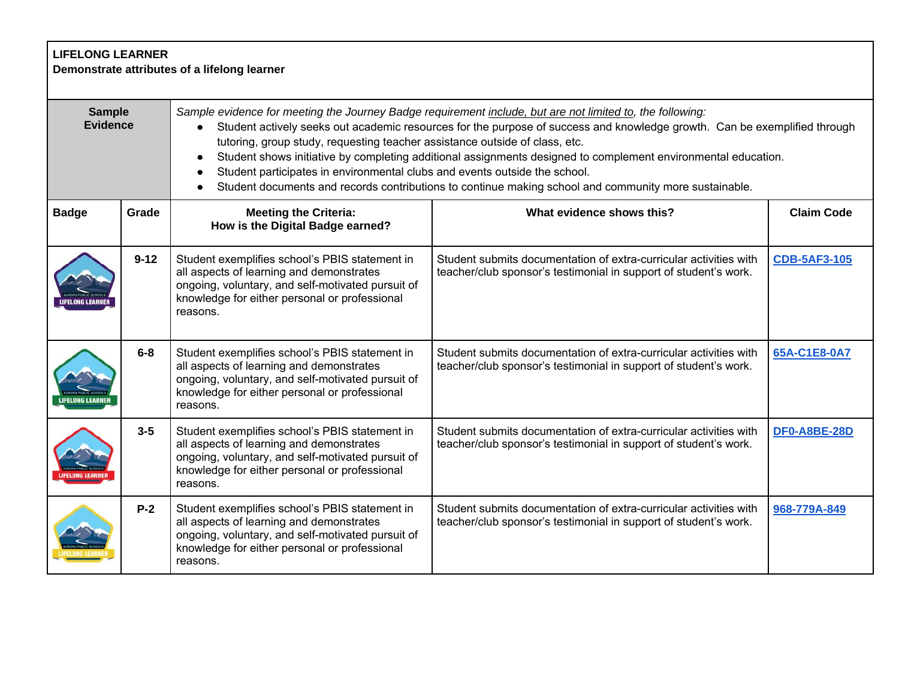**LIFELONG LEARNER**
**Demonstrate attributes of a lifelong learner**

| **Sample Evidence** | *Sample evidence for meeting the Journey Badge requirement include, but are not limited to, the following:* |
|---|---|
| | • Student actively seeks out academic resources for the purpose of success and knowledge growth. Can be exemplified through tutoring, group study, requesting teacher assistance outside of class, etc.<br>• Student shows initiative by completing additional assignments designed to complement environmental education.<br>• Student participates in environmental clubs and events outside the school.<br>• Student documents and records contributions to continue making school and community more sustainable. |

| Badge | Grade | Meeting the Criteria: How is the Digital Badge earned? | What evidence shows this? | Claim Code |
|---|---|---|---|---|
| LIFELONG LEARNER | 9-12 | Student exemplifies school's PBIS statement in all aspects of learning and demonstrates ongoing, voluntary, and self-motivated pursuit of knowledge for either personal or professional reasons. | Student submits documentation of extra-curricular activities with teacher/club sponsor's testimonial in support of student's work. | CDB-5AF3-105 |
| LIFELONG LEARNER | 6-8 | Student exemplifies school's PBIS statement in all aspects of learning and demonstrates ongoing, voluntary, and self-motivated pursuit of knowledge for either personal or professional reasons. | Student submits documentation of extra-curricular activities with teacher/club sponsor's testimonial in support of student's work. | 65A-C1E8-0A7 |
| LIFELONG LEARNER | 3-5 | Student exemplifies school's PBIS statement in all aspects of learning and demonstrates ongoing, voluntary, and self-motivated pursuit of knowledge for either personal or professional reasons. | Student submits documentation of extra-curricular activities with teacher/club sponsor's testimonial in support of student's work. | DF0-A8BE-28D |
| LIFELONG LEARNER | P-2 | Student exemplifies school's PBIS statement in all aspects of learning and demonstrates ongoing, voluntary, and self-motivated pursuit of knowledge for either personal or professional reasons. | Student submits documentation of extra-curricular activities with teacher/club sponsor's testimonial in support of student's work. | 968-779A-849 |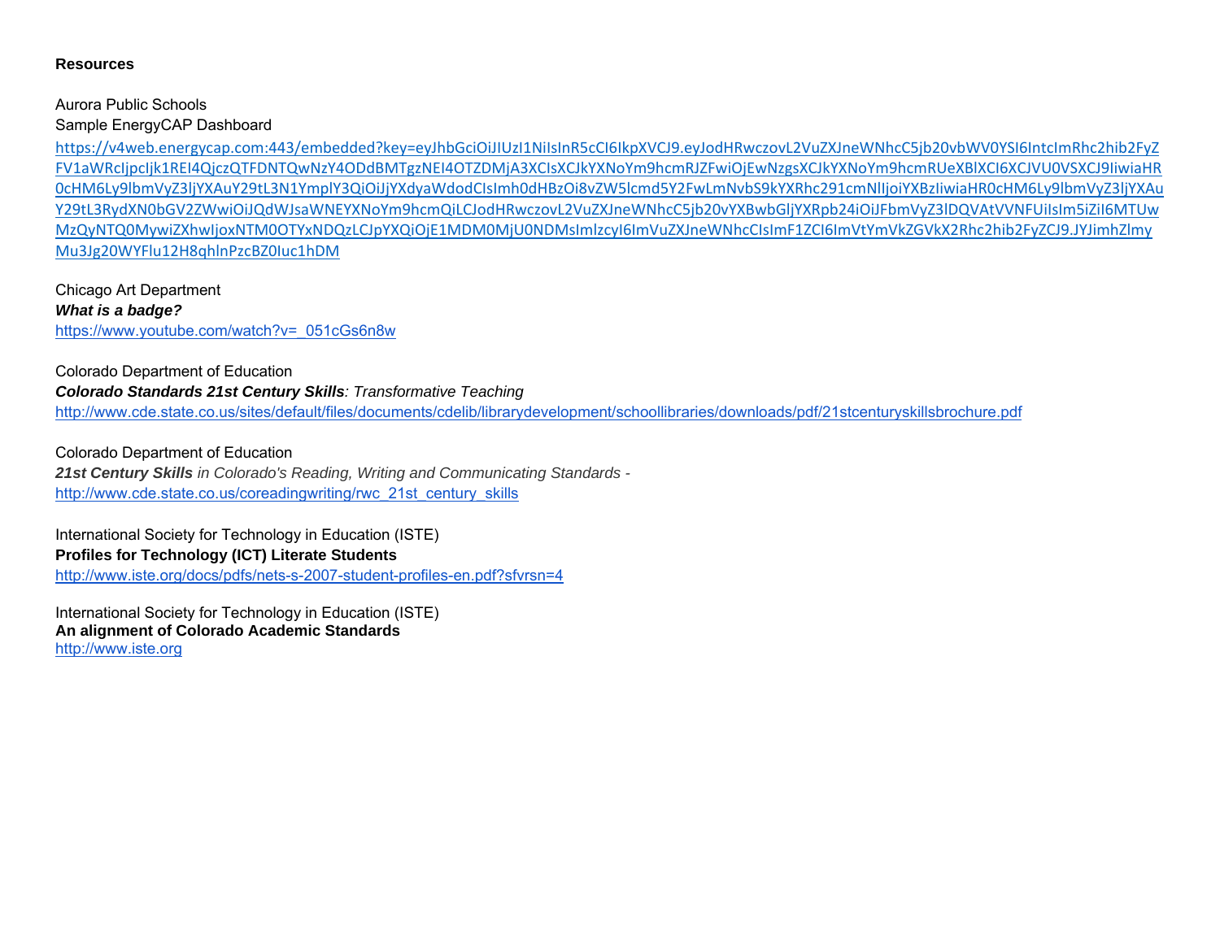**Resources**

Aurora Public Schools
Sample EnergyCAP Dashboard
https://v4web.energycap.com:443/embedded?key=eyJhbGciOiJIUzI1NiIsInR5cCI6IkpXVCJ9.eyJodHRwczovL2VuZXJneWNhcC5jb20vbWV0YSI6IntcImRhc2hib2FyZFV1aWRcIjpcIjk1REI4QjczQTFDNTQwNzY4ODdBMTgzNEI4OTZDMjA3XCIsXCJkYXNoYm9hcmRJZFwiOjEwNzgsXCJkYXNoYm9hcmRUeXBlXCI6XCJVU0VSXCJ9IiwiaHR0cHM6Ly9lbmVyZ3ljYXAuY29tL3N1YmplY3QiOiJjYXdyaWdodCIsImh0dHBzOi8vZW5lcmd5Y2FwLmNvbS9kYXRhc291cmNlIjoiYXBzIiwiaHR0cHM6Ly9lbmVyZ3ljYXAuY29tL3RydXN0bGV2ZWwiOiJQdWJsaWNEYXNoYm9hcmQiLCJodHRwczovL2VuZXJneWNhcC5jb20vYXBwbGljYXRpb24iOiJFbmVyZ3lDQVAtVVNFUiIsIm5iZiI6MTUwMzQyNTQ0MywiZXhwIjoxNTM0OTYxNDQzLCJpYXQiOjE1MDM0MjU0NDMsImlzcyI6ImVuZXJneWNhcCIsImF1ZCI6ImVtYmVkZGVkX2Rhc2hib2FyZCJ9.JYJimhZlmyMu3Jg20WYFlu12H8qhlnPzcBZ0Iuc1hDM

Chicago Art Department
***What is a badge?***
https://www.youtube.com/watch?v=_051cGs6n8w

Colorado Department of Education
***Colorado Standards 21st Century Skills****: Transformative Teaching*
http://www.cde.state.co.us/sites/default/files/documents/cdelib/librarydevelopment/schoollibraries/downloads/pdf/21stcenturyskillsbrochure.pdf

Colorado Department of Education
***21st Century Skills*** *in Colorado's Reading, Writing and Communicating Standards -*
http://www.cde.state.co.us/coreadingwriting/rwc_21st_century_skills

International Society for Technology in Education (ISTE)
**Profiles for Technology (ICT) Literate Students**
http://www.iste.org/docs/pdfs/nets-s-2007-student-profiles-en.pdf?sfvrsn=4

International Society for Technology in Education (ISTE)
**An alignment of Colorado Academic Standards**
http://www.iste.org